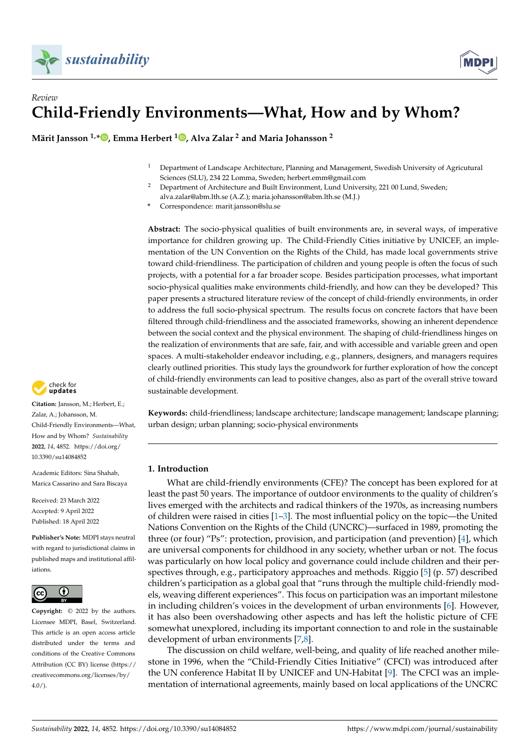*Review*

# Child-Friendly Environments—What, How and by Whom?

**Märit Jansson [1,*], Emma Herbert [1], Alva Zalar [2] and Maria Johansson [2]**

[1] Department of Landscape Architecture, Planning and Management, Swedish University of Agricultural Sciences (SLU), 234 22 Lomma, Sweden; herbert.emm@gmail.com

[2] Department of Architecture and Built Environment, Lund University, 221 00 Lund, Sweden; alva.zalar@abm.lth.se (A.Z.); maria.johansson@abm.lth.se (M.J.)

[*] Correspondence: marit.jansson@slu.se

**Abstract:** The socio-physical qualities of built environments are, in several ways, of imperative importance for children growing up. The Child-Friendly Cities initiative by UNICEF, an implementation of the UN Convention on the Rights of the Child, has made local governments strive toward child-friendliness. The participation of children and young people is often the focus of such projects, with a potential for a far broader scope. Besides participation processes, what important socio-physical qualities make environments child-friendly, and how can they be developed? This paper presents a structured literature review of the concept of child-friendly environments, in order to address the full socio-physical spectrum. The results focus on concrete factors that have been filtered through child-friendliness and the associated frameworks, showing an inherent dependence between the social context and the physical environment. The shaping of child-friendliness hinges on the realization of environments that are safe, fair, and with accessible and variable green and open spaces. A multi-stakeholder endeavor including, e.g., planners, designers, and managers requires clearly outlined priorities. This study lays the groundwork for further exploration of how the concept of child-friendly environments can lead to positive changes, also as part of the overall strive toward sustainable development.

**Keywords:** child-friendliness; landscape architecture; landscape management; landscape planning; urban design; urban planning; socio-physical environments

**Citation:** Jansson, M.; Herbert, E.; Zalar, A.; Johansson, M. Child-Friendly Environments—What, How and by Whom? *Sustainability* **2022**, *14*, 4852. https://doi.org/10.3390/su14084852

Academic Editors: Sina Shahab, Marica Cassarino and Sara Biscaya

Received: 23 March 2022
Accepted: 9 April 2022
Published: 18 April 2022

**Publisher's Note:** MDPI stays neutral with regard to jurisdictional claims in published maps and institutional affiliations.

**Copyright:** © 2022 by the authors. Licensee MDPI, Basel, Switzerland. This article is an open access article distributed under the terms and conditions of the Creative Commons Attribution (CC BY) license (https://creativecommons.org/licenses/by/4.0/).

## 1. Introduction

What are child-friendly environments (CFE)? The concept has been explored for at least the past 50 years. The importance of outdoor environments to the quality of children's lives emerged with the architects and radical thinkers of the 1970s, as increasing numbers of children were raised in cities [1–3]. The most influential policy on the topic—the United Nations Convention on the Rights of the Child (UNCRC)—surfaced in 1989, promoting the three (or four) "Ps": protection, provision, and participation (and prevention) [4], which are universal components for childhood in any society, whether urban or not. The focus was particularly on how local policy and governance could include children and their perspectives through, e.g., participatory approaches and methods. Riggio [5] (p. 57) described children's participation as a global goal that "runs through the multiple child-friendly models, weaving different experiences". This focus on participation was an important milestone in including children's voices in the development of urban environments [6]. However, it has also been overshadowing other aspects and has left the holistic picture of CFE somewhat unexplored, including its important connection to and role in the sustainable development of urban environments [7,8].

The discussion on child welfare, well-being, and quality of life reached another milestone in 1996, when the "Child-Friendly Cities Initiative" (CFCI) was introduced after the UN conference Habitat II by UNICEF and UN-Habitat [9]. The CFCI was an implementation of international agreements, mainly based on local applications of the UNCRC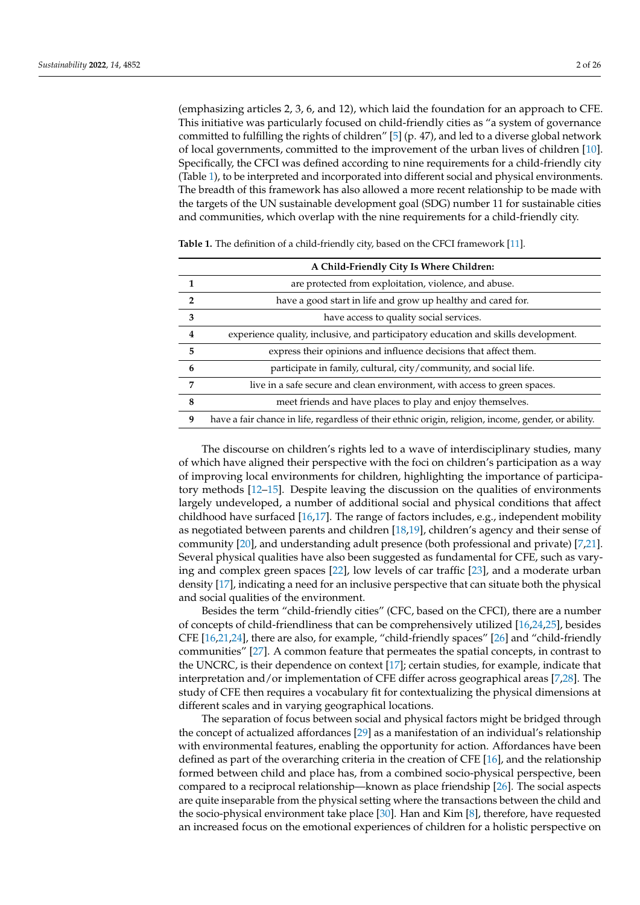(emphasizing articles 2, 3, 6, and 12), which laid the foundation for an approach to CFE. This initiative was particularly focused on child-friendly cities as "a system of governance committed to fulfilling the rights of children" [5] (p. 47), and led to a diverse global network of local governments, committed to the improvement of the urban lives of children [10]. Specifically, the CFCI was defined according to nine requirements for a child-friendly city (Table 1), to be interpreted and incorporated into different social and physical environments. The breadth of this framework has also allowed a more recent relationship to be made with the targets of the UN sustainable development goal (SDG) number 11 for sustainable cities and communities, which overlap with the nine requirements for a child-friendly city.

**Table 1.** The definition of a child-friendly city, based on the CFCI framework [11].

| | **A Child-Friendly City Is Where Children:** |
|---|---|
| **1** | are protected from exploitation, violence, and abuse. |
| **2** | have a good start in life and grow up healthy and cared for. |
| **3** | have access to quality social services. |
| **4** | experience quality, inclusive, and participatory education and skills development. |
| **5** | express their opinions and influence decisions that affect them. |
| **6** | participate in family, cultural, city/community, and social life. |
| **7** | live in a safe secure and clean environment, with access to green spaces. |
| **8** | meet friends and have places to play and enjoy themselves. |
| **9** | have a fair chance in life, regardless of their ethnic origin, religion, income, gender, or ability. |

The discourse on children's rights led to a wave of interdisciplinary studies, many of which have aligned their perspective with the foci on children's participation as a way of improving local environments for children, highlighting the importance of participatory methods [12–15]. Despite leaving the discussion on the qualities of environments largely undeveloped, a number of additional social and physical conditions that affect childhood have surfaced [16,17]. The range of factors includes, e.g., independent mobility as negotiated between parents and children [18,19], children's agency and their sense of community [20], and understanding adult presence (both professional and private) [7,21]. Several physical qualities have also been suggested as fundamental for CFE, such as varying and complex green spaces [22], low levels of car traffic [23], and a moderate urban density [17], indicating a need for an inclusive perspective that can situate both the physical and social qualities of the environment.

Besides the term "child-friendly cities" (CFC, based on the CFCI), there are a number of concepts of child-friendliness that can be comprehensively utilized [16,24,25], besides CFE [16,21,24], there are also, for example, "child-friendly spaces" [26] and "child-friendly communities" [27]. A common feature that permeates the spatial concepts, in contrast to the UNCRC, is their dependence on context [17]; certain studies, for example, indicate that interpretation and/or implementation of CFE differ across geographical areas [7,28]. The study of CFE then requires a vocabulary fit for contextualizing the physical dimensions at different scales and in varying geographical locations.

The separation of focus between social and physical factors might be bridged through the concept of actualized affordances [29] as a manifestation of an individual's relationship with environmental features, enabling the opportunity for action. Affordances have been defined as part of the overarching criteria in the creation of CFE [16], and the relationship formed between child and place has, from a combined socio-physical perspective, been compared to a reciprocal relationship—known as place friendship [26]. The social aspects are quite inseparable from the physical setting where the transactions between the child and the socio-physical environment take place [30]. Han and Kim [8], therefore, have requested an increased focus on the emotional experiences of children for a holistic perspective on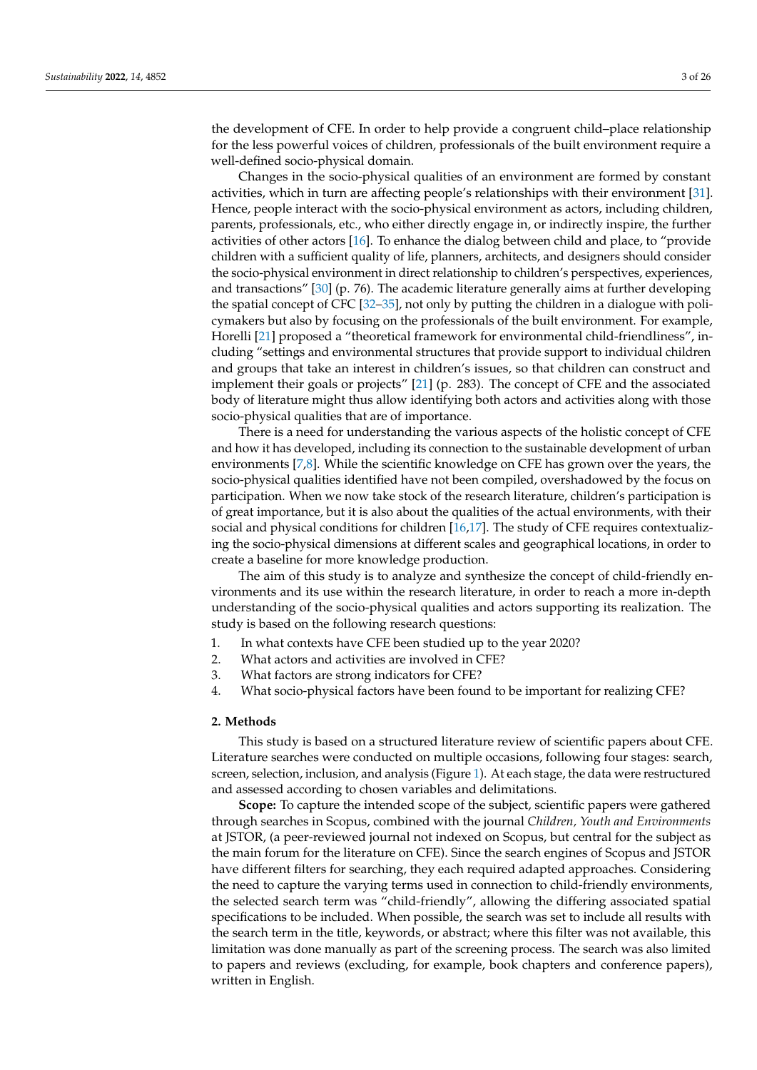the development of CFE. In order to help provide a congruent child–place relationship for the less powerful voices of children, professionals of the built environment require a well-defined socio-physical domain.

Changes in the socio-physical qualities of an environment are formed by constant activities, which in turn are affecting people's relationships with their environment [31]. Hence, people interact with the socio-physical environment as actors, including children, parents, professionals, etc., who either directly engage in, or indirectly inspire, the further activities of other actors [16]. To enhance the dialog between child and place, to "provide children with a sufficient quality of life, planners, architects, and designers should consider the socio-physical environment in direct relationship to children's perspectives, experiences, and transactions" [30] (p. 76). The academic literature generally aims at further developing the spatial concept of CFC [32–35], not only by putting the children in a dialogue with policymakers but also by focusing on the professionals of the built environment. For example, Horelli [21] proposed a "theoretical framework for environmental child-friendliness", including "settings and environmental structures that provide support to individual children and groups that take an interest in children's issues, so that children can construct and implement their goals or projects" [21] (p. 283). The concept of CFE and the associated body of literature might thus allow identifying both actors and activities along with those socio-physical qualities that are of importance.

There is a need for understanding the various aspects of the holistic concept of CFE and how it has developed, including its connection to the sustainable development of urban environments [7,8]. While the scientific knowledge on CFE has grown over the years, the socio-physical qualities identified have not been compiled, overshadowed by the focus on participation. When we now take stock of the research literature, children's participation is of great importance, but it is also about the qualities of the actual environments, with their social and physical conditions for children [16,17]. The study of CFE requires contextualizing the socio-physical dimensions at different scales and geographical locations, in order to create a baseline for more knowledge production.

The aim of this study is to analyze and synthesize the concept of child-friendly environments and its use within the research literature, in order to reach a more in-depth understanding of the socio-physical qualities and actors supporting its realization. The study is based on the following research questions:

1. In what contexts have CFE been studied up to the year 2020?
2. What actors and activities are involved in CFE?
3. What factors are strong indicators for CFE?
4. What socio-physical factors have been found to be important for realizing CFE?

## 2. Methods

This study is based on a structured literature review of scientific papers about CFE. Literature searches were conducted on multiple occasions, following four stages: search, screen, selection, inclusion, and analysis (Figure 1). At each stage, the data were restructured and assessed according to chosen variables and delimitations.

**Scope:** To capture the intended scope of the subject, scientific papers were gathered through searches in Scopus, combined with the journal *Children, Youth and Environments* at JSTOR, (a peer-reviewed journal not indexed on Scopus, but central for the subject as the main forum for the literature on CFE). Since the search engines of Scopus and JSTOR have different filters for searching, they each required adapted approaches. Considering the need to capture the varying terms used in connection to child-friendly environments, the selected search term was "child-friendly", allowing the differing associated spatial specifications to be included. When possible, the search was set to include all results with the search term in the title, keywords, or abstract; where this filter was not available, this limitation was done manually as part of the screening process. The search was also limited to papers and reviews (excluding, for example, book chapters and conference papers), written in English.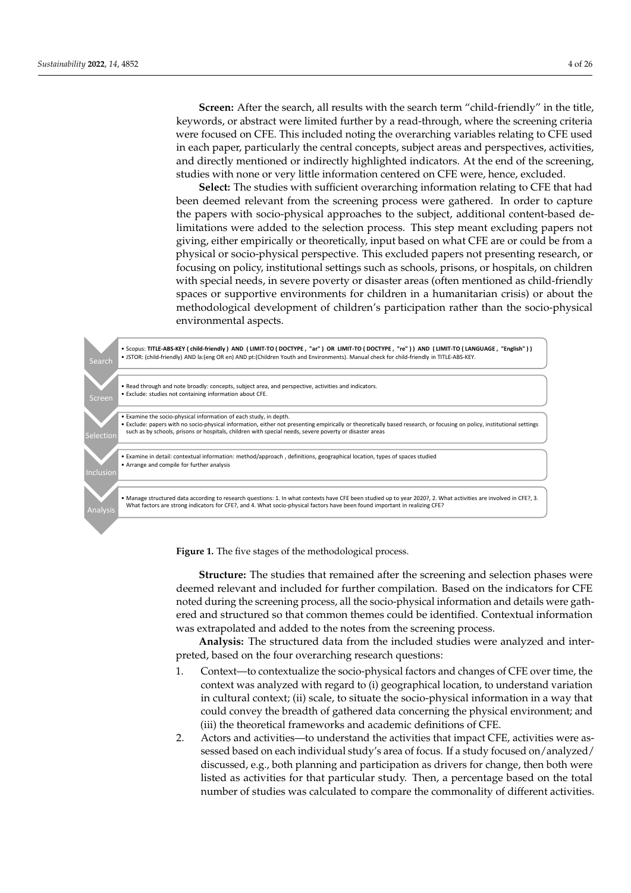**Screen:** After the search, all results with the search term "child-friendly" in the title, keywords, or abstract were limited further by a read-through, where the screening criteria were focused on CFE. This included noting the overarching variables relating to CFE used in each paper, particularly the central concepts, subject areas and perspectives, activities, and directly mentioned or indirectly highlighted indicators. At the end of the screening, studies with none or very little information centered on CFE were, hence, excluded.

**Select:** The studies with sufficient overarching information relating to CFE that had been deemed relevant from the screening process were gathered. In order to capture the papers with socio-physical approaches to the subject, additional content-based delimitations were added to the selection process. This step meant excluding papers not giving, either empirically or theoretically, input based on what CFE are or could be from a physical or socio-physical perspective. This excluded papers not presenting research, or focusing on policy, institutional settings such as schools, prisons, or hospitals, on children with special needs, in severe poverty or disaster areas (often mentioned as child-friendly spaces or supportive environments for children in a humanitarian crisis) or about the methodological development of children's participation rather than the socio-physical environmental aspects.

**Search**
- Scopus: **TITLE-ABS-KEY ( child-friendly ) AND ( LIMIT-TO ( DOCTYPE , "ar" ) OR LIMIT-TO ( DOCTYPE , "re" ) ) AND ( LIMIT-TO ( LANGUAGE , "English" ) )**
- JSTOR: (child-friendly) AND la:(eng OR en) AND pt:(Children Youth and Environments). Manual check for child-friendly in TITLE-ABS-KEY.

**Screen**
- Read through and note broadly: concepts, subject area, and perspective, activities and indicators.
- Exclude: studies not containing information about CFE.

**Selection**
- Examine the socio-physical information of each study, in depth.
- Exclude: papers with no socio-physical information, either not presenting empirically or theoretically based research, or focusing on policy, institutional settings such as by schools, prisons or hospitals, children with special needs, severe poverty or disaster areas

**Inclusion**
- Examine in detail: contextual information: method/approach , definitions, geographical location, types of spaces studied
- Arrange and compile for further analysis

**Analysis**
- Manage structured data according to research questions: 1. In what contexts have CFE been studied up to year 2020?, 2. What activities are involved in CFE?, 3. What factors are strong indicators for CFE?, and 4. What socio-physical factors have been found important in realizing CFE?

**Figure 1.** The five stages of the methodological process.

**Structure:** The studies that remained after the screening and selection phases were deemed relevant and included for further compilation. Based on the indicators for CFE noted during the screening process, all the socio-physical information and details were gathered and structured so that common themes could be identified. Contextual information was extrapolated and added to the notes from the screening process.

**Analysis:** The structured data from the included studies were analyzed and interpreted, based on the four overarching research questions:

1. Context—to contextualize the socio-physical factors and changes of CFE over time, the context was analyzed with regard to (i) geographical location, to understand variation in cultural context; (ii) scale, to situate the socio-physical information in a way that could convey the breadth of gathered data concerning the physical environment; and (iii) the theoretical frameworks and academic definitions of CFE.
2. Actors and activities—to understand the activities that impact CFE, activities were assessed based on each individual study's area of focus. If a study focused on/analyzed/discussed, e.g., both planning and participation as drivers for change, then both were listed as activities for that particular study. Then, a percentage based on the total number of studies was calculated to compare the commonality of different activities.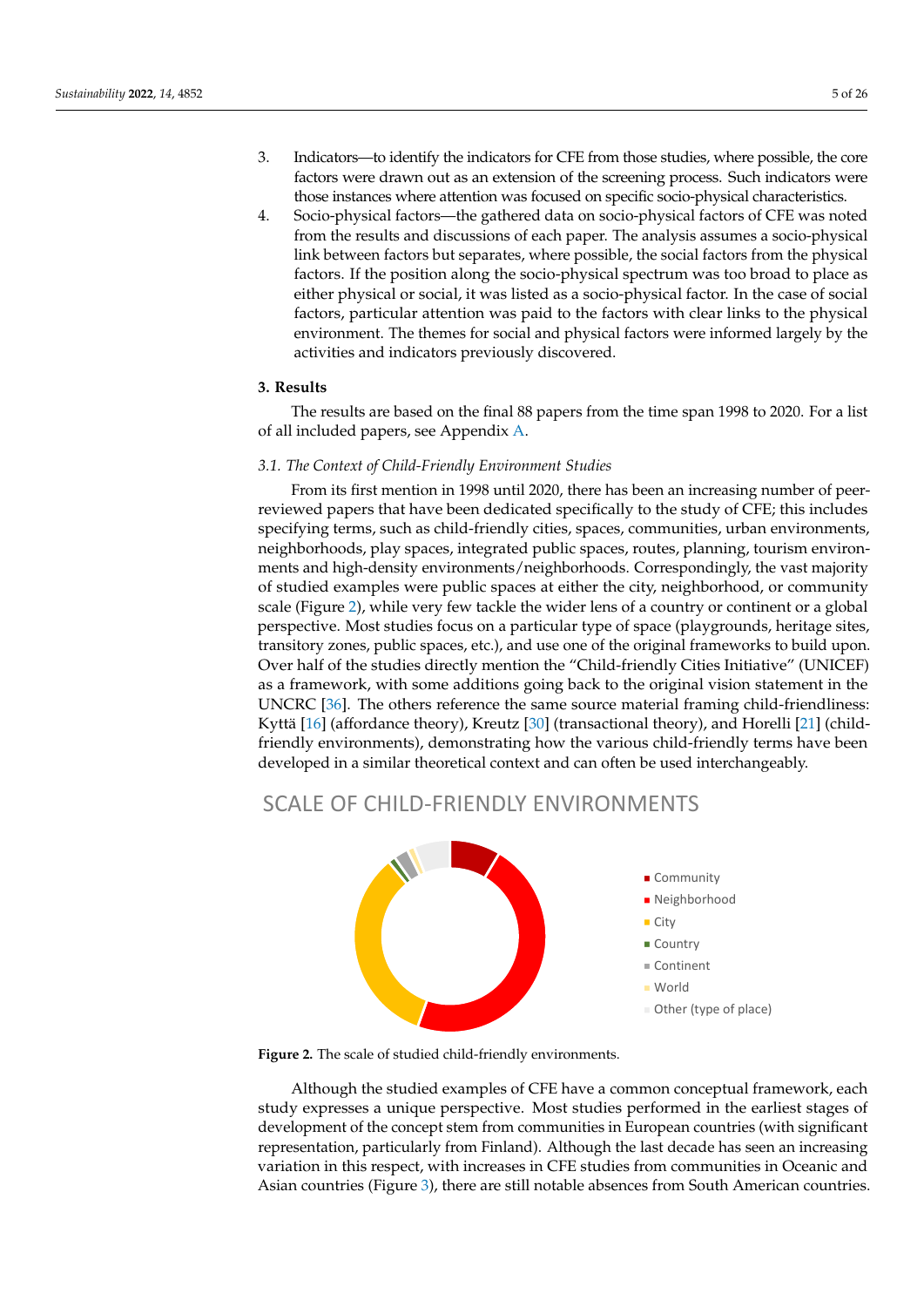3. Indicators—to identify the indicators for CFE from those studies, where possible, the core factors were drawn out as an extension of the screening process. Such indicators were those instances where attention was focused on specific socio-physical characteristics.
4. Socio-physical factors—the gathered data on socio-physical factors of CFE was noted from the results and discussions of each paper. The analysis assumes a socio-physical link between factors but separates, where possible, the social factors from the physical factors. If the position along the socio-physical spectrum was too broad to place as either physical or social, it was listed as a socio-physical factor. In the case of social factors, particular attention was paid to the factors with clear links to the physical environment. The themes for social and physical factors were informed largely by the activities and indicators previously discovered.

## 3. Results

The results are based on the final 88 papers from the time span 1998 to 2020. For a list of all included papers, see Appendix A.

### 3.1. The Context of Child-Friendly Environment Studies

From its first mention in 1998 until 2020, there has been an increasing number of peer-reviewed papers that have been dedicated specifically to the study of CFE; this includes specifying terms, such as child-friendly cities, spaces, communities, urban environments, neighborhoods, play spaces, integrated public spaces, routes, planning, tourism environments and high-density environments/neighborhoods. Correspondingly, the vast majority of studied examples were public spaces at either the city, neighborhood, or community scale (Figure 2), while very few tackle the wider lens of a country or continent or a global perspective. Most studies focus on a particular type of space (playgrounds, heritage sites, transitory zones, public spaces, etc.), and use one of the original frameworks to build upon. Over half of the studies directly mention the "Child-friendly Cities Initiative" (UNICEF) as a framework, with some additions going back to the original vision statement in the UNCRC [36]. The others reference the same source material framing child-friendliness: Kyttä [16] (affordance theory), Kreutz [30] (transactional theory), and Horelli [21] (child-friendly environments), demonstrating how the various child-friendly terms have been developed in a similar theoretical context and can often be used interchangeably.

SCALE OF CHILD-FRIENDLY ENVIRONMENTS

- Community
- Neighborhood
- City
- Country
- Continent
- World
- Other (type of place)

**Figure 2.** The scale of studied child-friendly environments.

Although the studied examples of CFE have a common conceptual framework, each study expresses a unique perspective. Most studies performed in the earliest stages of development of the concept stem from communities in European countries (with significant representation, particularly from Finland). Although the last decade has seen an increasing variation in this respect, with increases in CFE studies from communities in Oceanic and Asian countries (Figure 3), there are still notable absences from South American countries.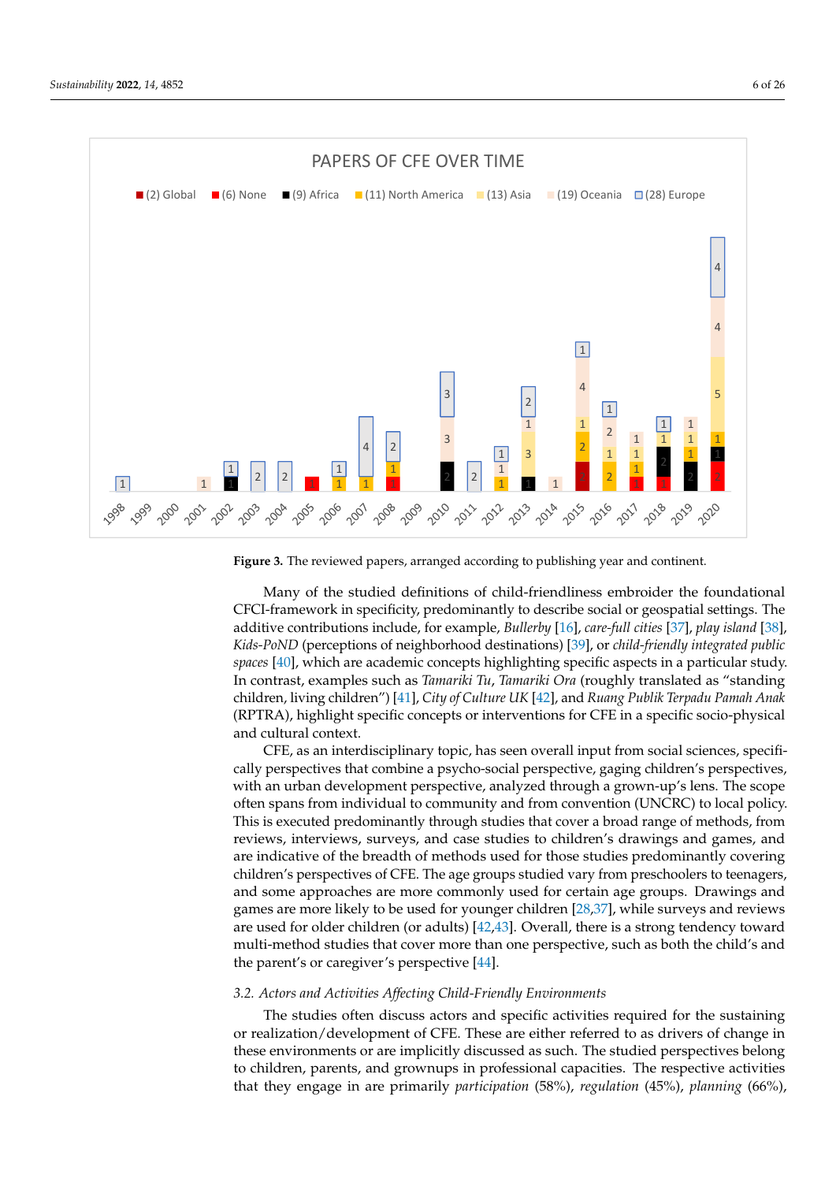**Figure 3.** The reviewed papers, arranged according to publishing year and continent.

Many of the studied definitions of child-friendliness embroider the foundational CFCI-framework in specificity, predominantly to describe social or geospatial settings. The additive contributions include, for example, *Bullerby* [16], *care-full cities* [37], *play island* [38], *Kids-PoND* (perceptions of neighborhood destinations) [39], or *child-friendly integrated public spaces* [40], which are academic concepts highlighting specific aspects in a particular study. In contrast, examples such as *Tamariki Tu*, *Tamariki Ora* (roughly translated as "standing children, living children") [41], *City of Culture UK* [42], and *Ruang Publik Terpadu Pamah Anak* (RPTRA), highlight specific concepts or interventions for CFE in a specific socio-physical and cultural context.

CFE, as an interdisciplinary topic, has seen overall input from social sciences, specifically perspectives that combine a psycho-social perspective, gaging children's perspectives, with an urban development perspective, analyzed through a grown-up's lens. The scope often spans from individual to community and from convention (UNCRC) to local policy. This is executed predominantly through studies that cover a broad range of methods, from reviews, interviews, surveys, and case studies to children's drawings and games, and are indicative of the breadth of methods used for those studies predominantly covering children's perspectives of CFE. The age groups studied vary from preschoolers to teenagers, and some approaches are more commonly used for certain age groups. Drawings and games are more likely to be used for younger children [28,37], while surveys and reviews are used for older children (or adults) [42,43]. Overall, there is a strong tendency toward multi-method studies that cover more than one perspective, such as both the child's and the parent's or caregiver's perspective [44].

### 3.2. Actors and Activities Affecting Child-Friendly Environments

The studies often discuss actors and specific activities required for the sustaining or realization/development of CFE. These are either referred to as drivers of change in these environments or are implicitly discussed as such. The studied perspectives belong to children, parents, and grownups in professional capacities. The respective activities that they engage in are primarily *participation* (58%), *regulation* (45%), *planning* (66%),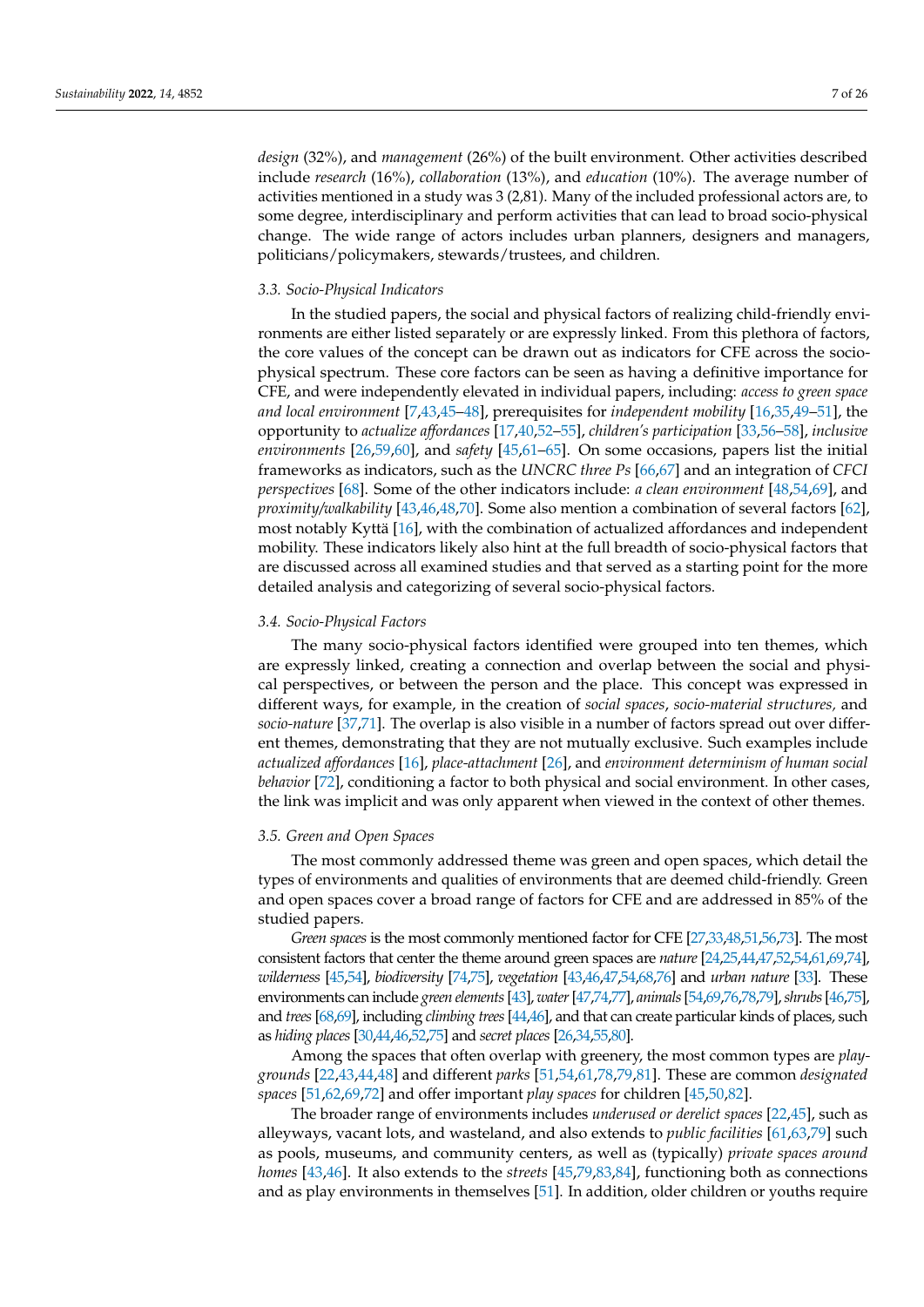*design* (32%), and *management* (26%) of the built environment. Other activities described include *research* (16%), *collaboration* (13%), and *education* (10%). The average number of activities mentioned in a study was 3 (2,81). Many of the included professional actors are, to some degree, interdisciplinary and perform activities that can lead to broad socio-physical change. The wide range of actors includes urban planners, designers and managers, politicians/policymakers, stewards/trustees, and children.

### 3.3. Socio-Physical Indicators

In the studied papers, the social and physical factors of realizing child-friendly environments are either listed separately or are expressly linked. From this plethora of factors, the core values of the concept can be drawn out as indicators for CFE across the socio-physical spectrum. These core factors can be seen as having a definitive importance for CFE, and were independently elevated in individual papers, including: *access to green space and local environment* [7,43,45–48], prerequisites for *independent mobility* [16,35,49–51], the opportunity to *actualize affordances* [17,40,52–55], *children's participation* [33,56–58], *inclusive environments* [26,59,60], and *safety* [45,61–65]. On some occasions, papers list the initial frameworks as indicators, such as the *UNCRC three Ps* [66,67] and an integration of *CFCI perspectives* [68]. Some of the other indicators include: *a clean environment* [48,54,69], and *proximity/walkability* [43,46,48,70]. Some also mention a combination of several factors [62], most notably Kyttä [16], with the combination of actualized affordances and independent mobility. These indicators likely also hint at the full breadth of socio-physical factors that are discussed across all examined studies and that served as a starting point for the more detailed analysis and categorizing of several socio-physical factors.

### 3.4. Socio-Physical Factors

The many socio-physical factors identified were grouped into ten themes, which are expressly linked, creating a connection and overlap between the social and physical perspectives, or between the person and the place. This concept was expressed in different ways, for example, in the creation of *social spaces*, *socio-material structures,* and *socio-nature* [37,71]. The overlap is also visible in a number of factors spread out over different themes, demonstrating that they are not mutually exclusive. Such examples include *actualized affordances* [16], *place-attachment* [26], and *environment determinism of human social behavior* [72], conditioning a factor to both physical and social environment. In other cases, the link was implicit and was only apparent when viewed in the context of other themes.

### 3.5. Green and Open Spaces

The most commonly addressed theme was green and open spaces, which detail the types of environments and qualities of environments that are deemed child-friendly. Green and open spaces cover a broad range of factors for CFE and are addressed in 85% of the studied papers.

*Green spaces* is the most commonly mentioned factor for CFE [27,33,48,51,56,73]. The most consistent factors that center the theme around green spaces are *nature* [24,25,44,47,52,54,61,69,74], *wilderness* [45,54], *biodiversity* [74,75], *vegetation* [43,46,47,54,68,76] and *urban nature* [33]. These environments can include *green elements* [43], *water* [47,74,77], *animals* [54,69,76,78,79], *shrubs* [46,75], and *trees* [68,69], including *climbing trees* [44,46], and that can create particular kinds of places, such as *hiding places* [30,44,46,52,75] and *secret places* [26,34,55,80].

Among the spaces that often overlap with greenery, the most common types are *playgrounds* [22,43,44,48] and different *parks* [51,54,61,78,79,81]. These are common *designated spaces* [51,62,69,72] and offer important *play spaces* for children [45,50,82].

The broader range of environments includes *underused or derelict spaces* [22,45], such as alleyways, vacant lots, and wasteland, and also extends to *public facilities* [61,63,79] such as pools, museums, and community centers, as well as (typically) *private spaces around homes* [43,46]. It also extends to the *streets* [45,79,83,84], functioning both as connections and as play environments in themselves [51]. In addition, older children or youths require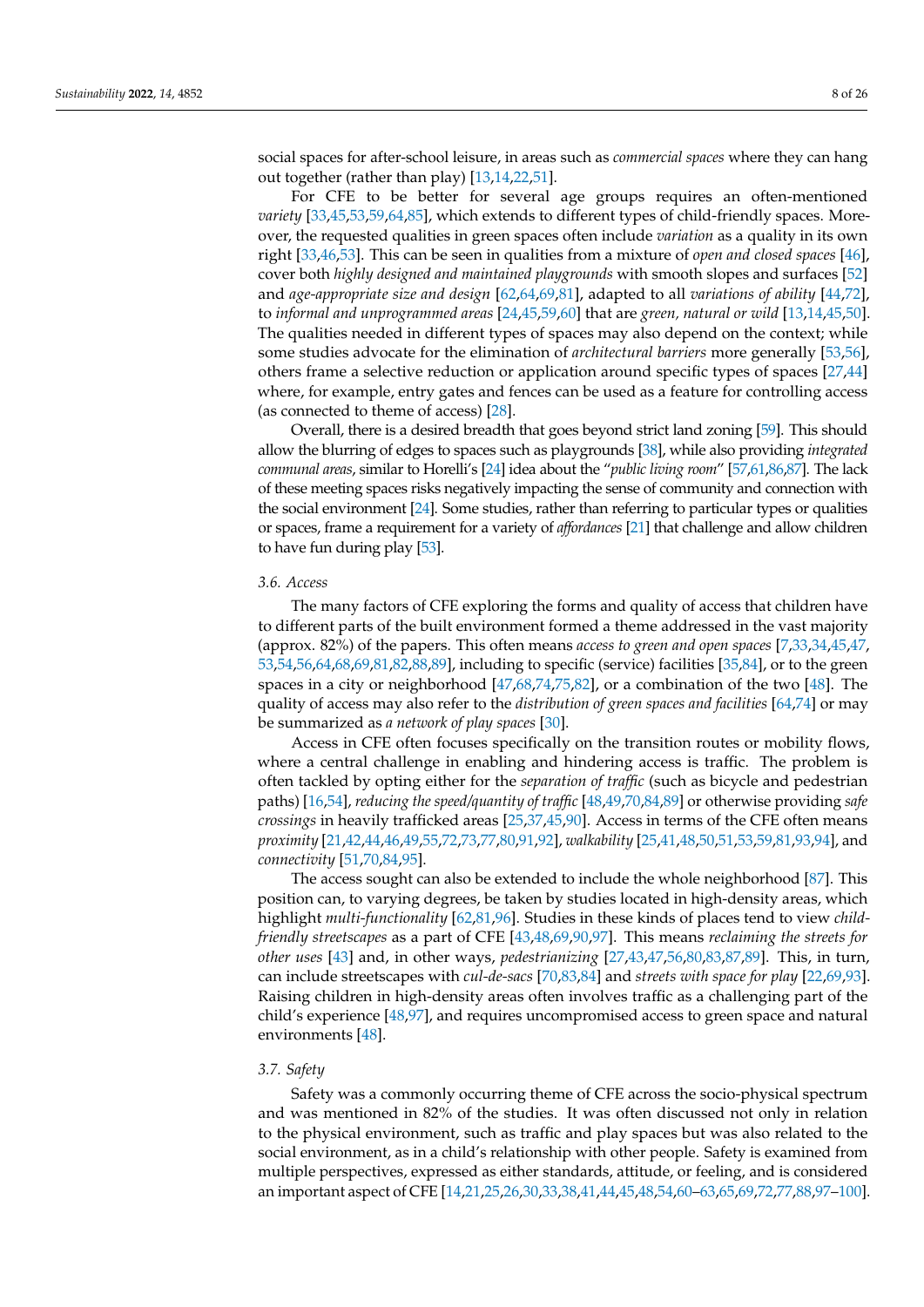social spaces for after-school leisure, in areas such as *commercial spaces* where they can hang out together (rather than play) [13,14,22,51].

For CFE to be better for several age groups requires an often-mentioned *variety* [33,45,53,59,64,85], which extends to different types of child-friendly spaces. Moreover, the requested qualities in green spaces often include *variation* as a quality in its own right [33,46,53]. This can be seen in qualities from a mixture of *open and closed spaces* [46], cover both *highly designed and maintained playgrounds* with smooth slopes and surfaces [52] and *age-appropriate size and design* [62,64,69,81], adapted to all *variations of ability* [44,72], to *informal and unprogrammed areas* [24,45,59,60] that are *green, natural or wild* [13,14,45,50]. The qualities needed in different types of spaces may also depend on the context; while some studies advocate for the elimination of *architectural barriers* more generally [53,56], others frame a selective reduction or application around specific types of spaces [27,44] where, for example, entry gates and fences can be used as a feature for controlling access (as connected to theme of access) [28].

Overall, there is a desired breadth that goes beyond strict land zoning [59]. This should allow the blurring of edges to spaces such as playgrounds [38], while also providing *integrated communal areas*, similar to Horelli's [24] idea about the "*public living room*" [57,61,86,87]. The lack of these meeting spaces risks negatively impacting the sense of community and connection with the social environment [24]. Some studies, rather than referring to particular types or qualities or spaces, frame a requirement for a variety of *affordances* [21] that challenge and allow children to have fun during play [53].

### 3.6. Access

The many factors of CFE exploring the forms and quality of access that children have to different parts of the built environment formed a theme addressed in the vast majority (approx. 82%) of the papers. This often means *access to green and open spaces* [7,33,34,45,47,53,54,56,64,68,69,81,82,88,89], including to specific (service) facilities [35,84], or to the green spaces in a city or neighborhood [47,68,74,75,82], or a combination of the two [48]. The quality of access may also refer to the *distribution of green spaces and facilities* [64,74] or may be summarized as *a network of play spaces* [30].

Access in CFE often focuses specifically on the transition routes or mobility flows, where a central challenge in enabling and hindering access is traffic. The problem is often tackled by opting either for the *separation of traffic* (such as bicycle and pedestrian paths) [16,54], *reducing the speed/quantity of traffic* [48,49,70,84,89] or otherwise providing *safe crossings* in heavily trafficked areas [25,37,45,90]. Access in terms of the CFE often means *proximity* [21,42,44,46,49,55,72,73,77,80,91,92], *walkability* [25,41,48,50,51,53,59,81,93,94], and *connectivity* [51,70,84,95].

The access sought can also be extended to include the whole neighborhood [87]. This position can, to varying degrees, be taken by studies located in high-density areas, which highlight *multi-functionality* [62,81,96]. Studies in these kinds of places tend to view *child-friendly streetscapes* as a part of CFE [43,48,69,90,97]. This means *reclaiming the streets for other uses* [43] and, in other ways, *pedestrianizing* [27,43,47,56,80,83,87,89]. This, in turn, can include streetscapes with *cul-de-sacs* [70,83,84] and *streets with space for play* [22,69,93]. Raising children in high-density areas often involves traffic as a challenging part of the child's experience [48,97], and requires uncompromised access to green space and natural environments [48].

### 3.7. Safety

Safety was a commonly occurring theme of CFE across the socio-physical spectrum and was mentioned in 82% of the studies. It was often discussed not only in relation to the physical environment, such as traffic and play spaces but was also related to the social environment, as in a child's relationship with other people. Safety is examined from multiple perspectives, expressed as either standards, attitude, or feeling, and is considered an important aspect of CFE [14,21,25,26,30,33,38,41,44,45,48,54,60–63,65,69,72,77,88,97–100].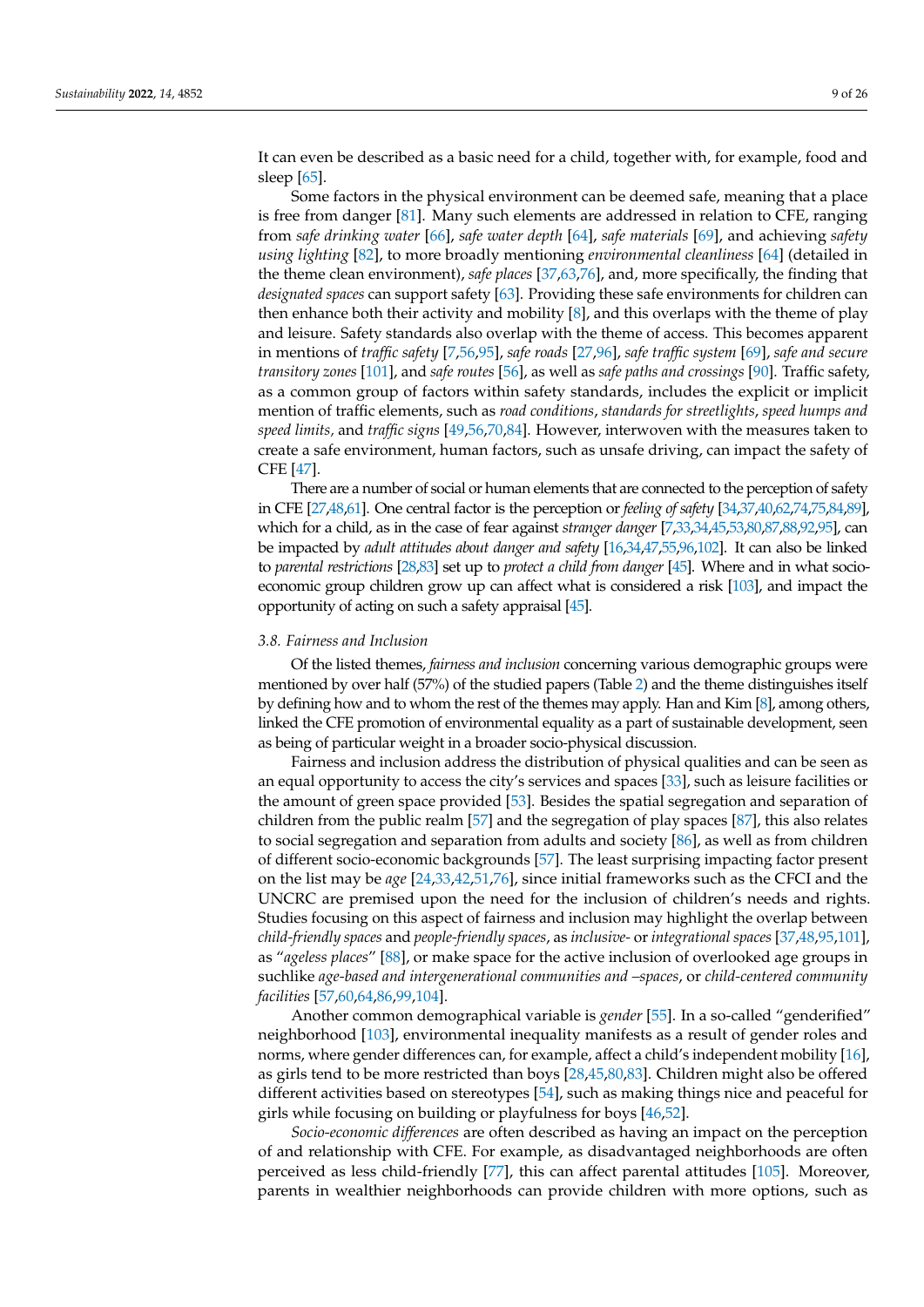It can even be described as a basic need for a child, together with, for example, food and sleep [65].

Some factors in the physical environment can be deemed safe, meaning that a place is free from danger [81]. Many such elements are addressed in relation to CFE, ranging from *safe drinking water* [66], *safe water depth* [64], *safe materials* [69], and achieving *safety using lighting* [82], to more broadly mentioning *environmental cleanliness* [64] (detailed in the theme clean environment), *safe places* [37,63,76], and, more specifically, the finding that *designated spaces* can support safety [63]. Providing these safe environments for children can then enhance both their activity and mobility [8], and this overlaps with the theme of play and leisure. Safety standards also overlap with the theme of access. This becomes apparent in mentions of *traffic safety* [7,56,95], *safe roads* [27,96], *safe traffic system* [69], *safe and secure transitory zones* [101], and *safe routes* [56], as well as *safe paths and crossings* [90]. Traffic safety, as a common group of factors within safety standards, includes the explicit or implicit mention of traffic elements, such as *road conditions*, *standards for streetlights*, *speed humps and speed limits,* and *traffic signs* [49,56,70,84]. However, interwoven with the measures taken to create a safe environment, human factors, such as unsafe driving, can impact the safety of CFE [47].

There are a number of social or human elements that are connected to the perception of safety in CFE [27,48,61]. One central factor is the perception or *feeling of safety* [34,37,40,62,74,75,84,89], which for a child, as in the case of fear against *stranger danger* [7,33,34,45,53,80,87,88,92,95], can be impacted by *adult attitudes about danger and safety* [16,34,47,55,96,102]. It can also be linked to *parental restrictions* [28,83] set up to *protect a child from danger* [45]. Where and in what socio-economic group children grow up can affect what is considered a risk [103], and impact the opportunity of acting on such a safety appraisal [45].

### 3.8. Fairness and Inclusion

Of the listed themes, *fairness and inclusion* concerning various demographic groups were mentioned by over half (57%) of the studied papers (Table 2) and the theme distinguishes itself by defining how and to whom the rest of the themes may apply. Han and Kim [8], among others, linked the CFE promotion of environmental equality as a part of sustainable development, seen as being of particular weight in a broader socio-physical discussion.

Fairness and inclusion address the distribution of physical qualities and can be seen as an equal opportunity to access the city's services and spaces [33], such as leisure facilities or the amount of green space provided [53]. Besides the spatial segregation and separation of children from the public realm [57] and the segregation of play spaces [87], this also relates to social segregation and separation from adults and society [86], as well as from children of different socio-economic backgrounds [57]. The least surprising impacting factor present on the list may be *age* [24,33,42,51,76], since initial frameworks such as the CFCI and the UNCRC are premised upon the need for the inclusion of children's needs and rights. Studies focusing on this aspect of fairness and inclusion may highlight the overlap between *child-friendly spaces* and *people-friendly spaces*, as *inclusive-* or *integrational spaces* [37,48,95,101], as "*ageless places*" [88], or make space for the active inclusion of overlooked age groups in suchlike *age-based and intergenerational communities and –spaces*, or *child-centered community facilities* [57,60,64,86,99,104].

Another common demographical variable is *gender* [55]. In a so-called "genderified" neighborhood [103], environmental inequality manifests as a result of gender roles and norms, where gender differences can, for example, affect a child's independent mobility [16], as girls tend to be more restricted than boys [28,45,80,83]. Children might also be offered different activities based on stereotypes [54], such as making things nice and peaceful for girls while focusing on building or playfulness for boys [46,52].

*Socio-economic differences* are often described as having an impact on the perception of and relationship with CFE. For example, as disadvantaged neighborhoods are often perceived as less child-friendly [77], this can affect parental attitudes [105]. Moreover, parents in wealthier neighborhoods can provide children with more options, such as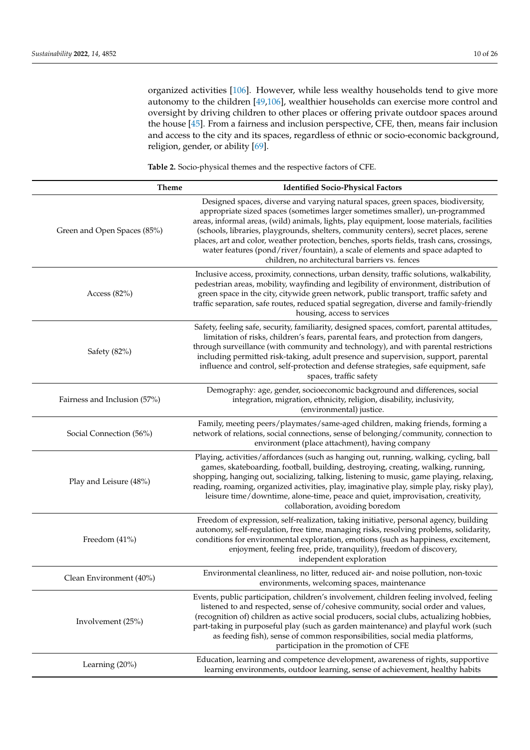organized activities [106]. However, while less wealthy households tend to give more autonomy to the children [49,106], wealthier households can exercise more control and oversight by driving children to other places or offering private outdoor spaces around the house [45]. From a fairness and inclusion perspective, CFE, then, means fair inclusion and access to the city and its spaces, regardless of ethnic or socio-economic background, religion, gender, or ability [69].

**Table 2.** Socio-physical themes and the respective factors of CFE.

| Theme | Identified Socio-Physical Factors |
|---|---|
| Green and Open Spaces (85%) | Designed spaces, diverse and varying natural spaces, green spaces, biodiversity, appropriate sized spaces (sometimes larger sometimes smaller), un-programmed areas, informal areas, (wild) animals, lights, play equipment, loose materials, facilities (schools, libraries, playgrounds, shelters, community centers), secret places, serene places, art and color, weather protection, benches, sports fields, trash cans, crossings, water features (pond/river/fountain), a scale of elements and space adapted to children, no architectural barriers vs. fences |
| Access (82%) | Inclusive access, proximity, connections, urban density, traffic solutions, walkability, pedestrian areas, mobility, wayfinding and legibility of environment, distribution of green space in the city, citywide green network, public transport, traffic safety and traffic separation, safe routes, reduced spatial segregation, diverse and family-friendly housing, access to services |
| Safety (82%) | Safety, feeling safe, security, familiarity, designed spaces, comfort, parental attitudes, limitation of risks, children's fears, parental fears, and protection from dangers, through surveillance (with community and technology), and with parental restrictions including permitted risk-taking, adult presence and supervision, support, parental influence and control, self-protection and defense strategies, safe equipment, safe spaces, traffic safety |
| Fairness and Inclusion (57%) | Demography: age, gender, socioeconomic background and differences, social integration, migration, ethnicity, religion, disability, inclusivity, (environmental) justice. |
| Social Connection (56%) | Family, meeting peers/playmates/same-aged children, making friends, forming a network of relations, social connections, sense of belonging/community, connection to environment (place attachment), having company |
| Play and Leisure (48%) | Playing, activities/affordances (such as hanging out, running, walking, cycling, ball games, skateboarding, football, building, destroying, creating, walking, running, shopping, hanging out, socializing, talking, listening to music, game playing, relaxing, reading, roaming, organized activities, play, imaginative play, simple play, risky play), leisure time/downtime, alone-time, peace and quiet, improvisation, creativity, collaboration, avoiding boredom |
| Freedom (41%) | Freedom of expression, self-realization, taking initiative, personal agency, building autonomy, self-regulation, free time, managing risks, resolving problems, solidarity, conditions for environmental exploration, emotions (such as happiness, excitement, enjoyment, feeling free, pride, tranquility), freedom of discovery, independent exploration |
| Clean Environment (40%) | Environmental cleanliness, no litter, reduced air- and noise pollution, non-toxic environments, welcoming spaces, maintenance |
| Involvement (25%) | Events, public participation, children's involvement, children feeling involved, feeling listened to and respected, sense of/cohesive community, social order and values, (recognition of) children as active social producers, social clubs, actualizing hobbies, part-taking in purposeful play (such as garden maintenance) and playful work (such as feeding fish), sense of common responsibilities, social media platforms, participation in the promotion of CFE |
| Learning (20%) | Education, learning and competence development, awareness of rights, supportive learning environments, outdoor learning, sense of achievement, healthy habits |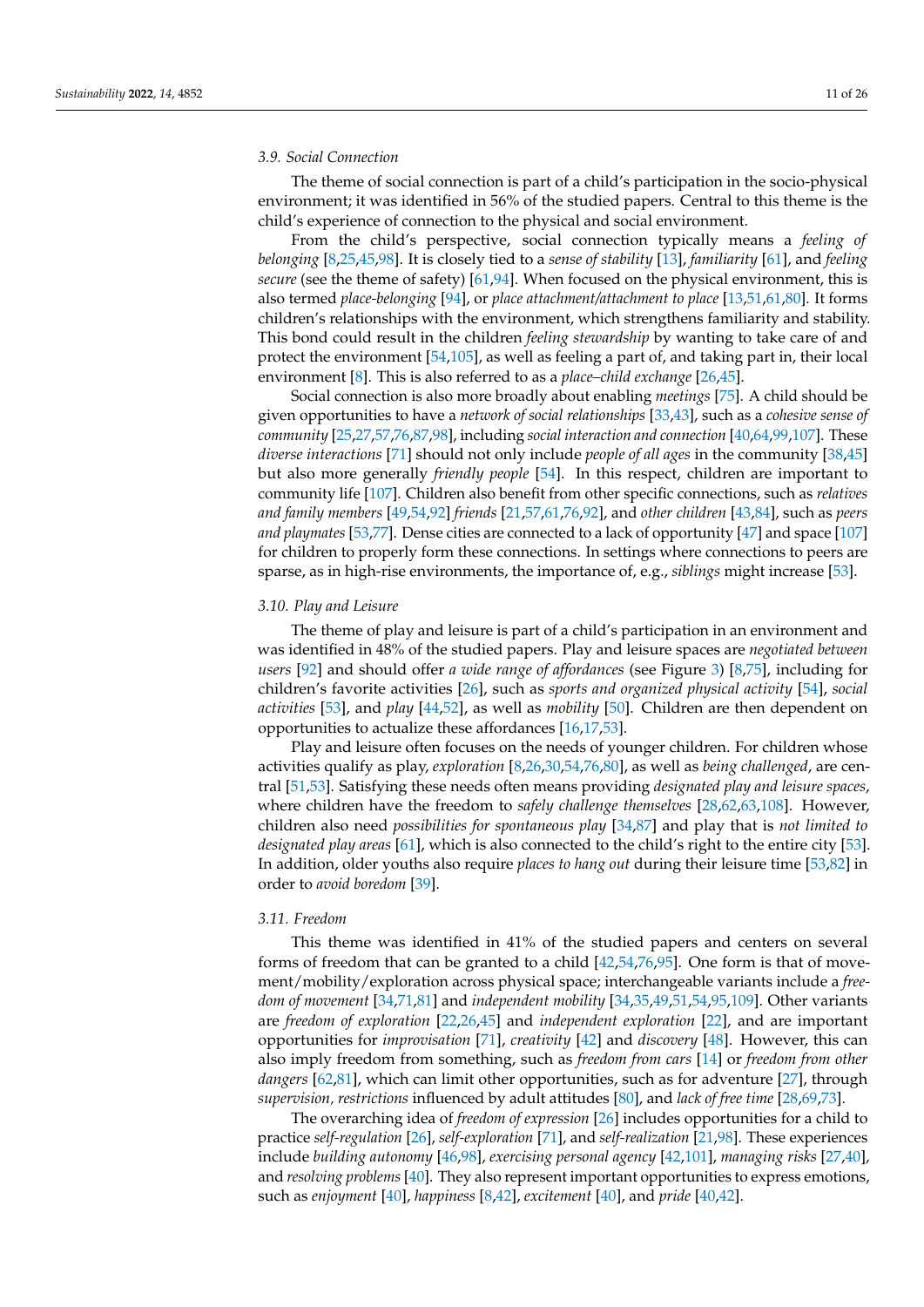### 3.9. Social Connection

The theme of social connection is part of a child's participation in the socio-physical environment; it was identified in 56% of the studied papers. Central to this theme is the child's experience of connection to the physical and social environment.

From the child's perspective, social connection typically means a *feeling of belonging* [8,25,45,98]. It is closely tied to a *sense of stability* [13], *familiarity* [61], and *feeling secure* (see the theme of safety) [61,94]. When focused on the physical environment, this is also termed *place-belonging* [94], or *place attachment/attachment to place* [13,51,61,80]. It forms children's relationships with the environment, which strengthens familiarity and stability. This bond could result in the children *feeling stewardship* by wanting to take care of and protect the environment [54,105], as well as feeling a part of, and taking part in, their local environment [8]. This is also referred to as a *place–child exchange* [26,45].

Social connection is also more broadly about enabling *meetings* [75]. A child should be given opportunities to have a *network of social relationships* [33,43], such as a *cohesive sense of community* [25,27,57,76,87,98], including *social interaction and connection* [40,64,99,107]. These *diverse interactions* [71] should not only include *people of all ages* in the community [38,45] but also more generally *friendly people* [54]. In this respect, children are important to community life [107]. Children also benefit from other specific connections, such as *relatives and family members* [49,54,92] *friends* [21,57,61,76,92], and *other children* [43,84], such as *peers and playmates* [53,77]. Dense cities are connected to a lack of opportunity [47] and space [107] for children to properly form these connections. In settings where connections to peers are sparse, as in high-rise environments, the importance of, e.g., *siblings* might increase [53].

### 3.10. Play and Leisure

The theme of play and leisure is part of a child's participation in an environment and was identified in 48% of the studied papers. Play and leisure spaces are *negotiated between users* [92] and should offer *a wide range of affordances* (see Figure 3) [8,75], including for children's favorite activities [26], such as *sports and organized physical activity* [54], *social activities* [53], and *play* [44,52], as well as *mobility* [50]. Children are then dependent on opportunities to actualize these affordances [16,17,53].

Play and leisure often focuses on the needs of younger children. For children whose activities qualify as play, *exploration* [8,26,30,54,76,80], as well as *being challenged*, are central [51,53]. Satisfying these needs often means providing *designated play and leisure spaces*, where children have the freedom to *safely challenge themselves* [28,62,63,108]. However, children also need *possibilities for spontaneous play* [34,87] and play that is *not limited to designated play areas* [61], which is also connected to the child's right to the entire city [53]. In addition, older youths also require *places to hang out* during their leisure time [53,82] in order to *avoid boredom* [39].

### 3.11. Freedom

This theme was identified in 41% of the studied papers and centers on several forms of freedom that can be granted to a child [42,54,76,95]. One form is that of movement/mobility/exploration across physical space; interchangeable variants include a *freedom of movement* [34,71,81] and *independent mobility* [34,35,49,51,54,95,109]. Other variants are *freedom of exploration* [22,26,45] and *independent exploration* [22], and are important opportunities for *improvisation* [71], *creativity* [42] and *discovery* [48]. However, this can also imply freedom from something, such as *freedom from cars* [14] or *freedom from other dangers* [62,81], which can limit other opportunities, such as for adventure [27], through *supervision, restrictions* influenced by adult attitudes [80], and *lack of free time* [28,69,73].

The overarching idea of *freedom of expression* [26] includes opportunities for a child to practice *self-regulation* [26], *self-exploration* [71], and *self-realization* [21,98]. These experiences include *building autonomy* [46,98], *exercising personal agency* [42,101], *managing risks* [27,40], and *resolving problems* [40]. They also represent important opportunities to express emotions, such as *enjoyment* [40], *happiness* [8,42], *excitement* [40], and *pride* [40,42].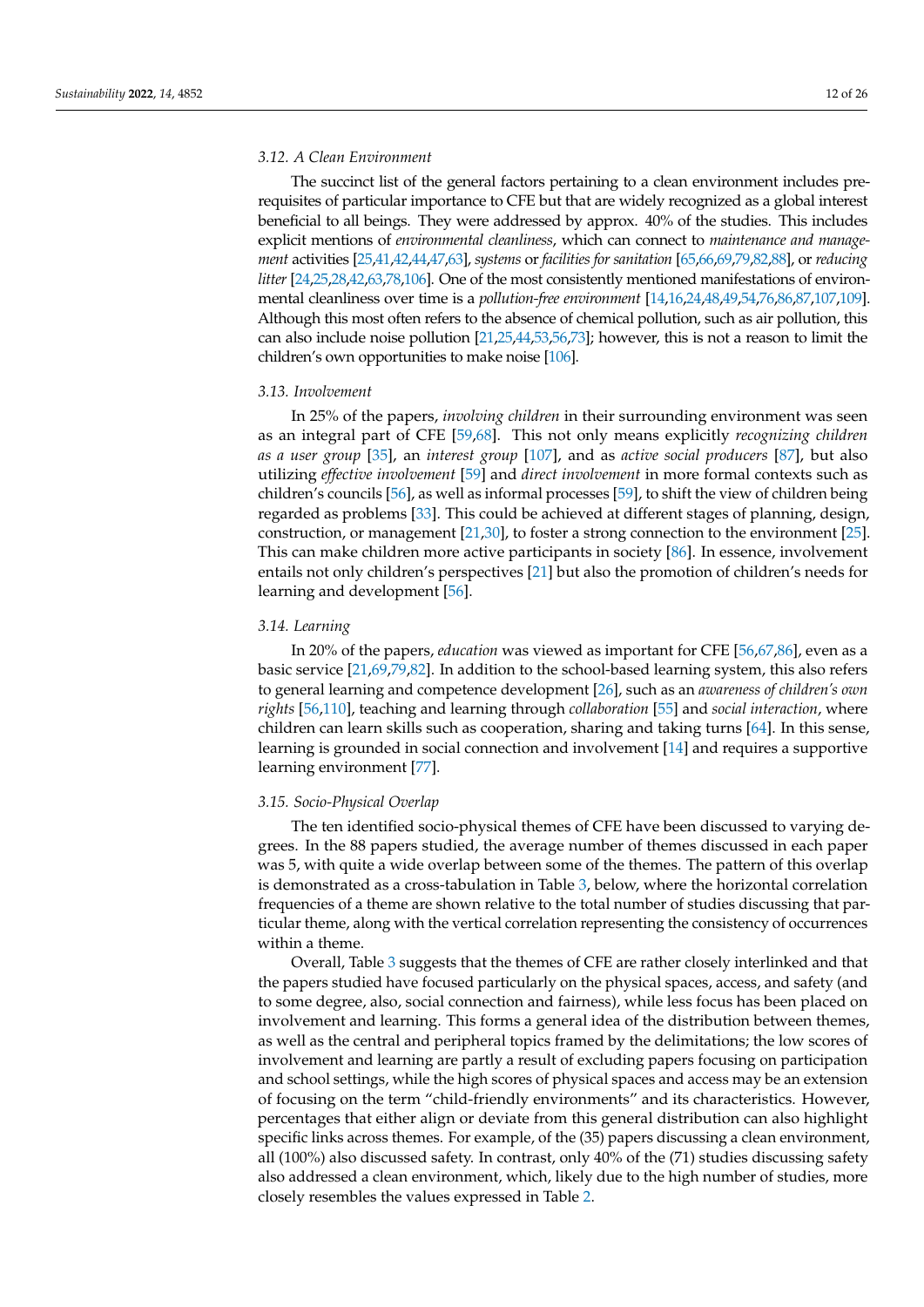### 3.12. A Clean Environment

The succinct list of the general factors pertaining to a clean environment includes prerequisites of particular importance to CFE but that are widely recognized as a global interest beneficial to all beings. They were addressed by approx. 40% of the studies. This includes explicit mentions of *environmental cleanliness*, which can connect to *maintenance and management* activities [25,41,42,44,47,63], *systems* or *facilities for sanitation* [65,66,69,79,82,88], or *reducing litter* [24,25,28,42,63,78,106]. One of the most consistently mentioned manifestations of environmental cleanliness over time is a *pollution-free environment* [14,16,24,48,49,54,76,86,87,107,109]. Although this most often refers to the absence of chemical pollution, such as air pollution, this can also include noise pollution [21,25,44,53,56,73]; however, this is not a reason to limit the children's own opportunities to make noise [106].

### 3.13. Involvement

In 25% of the papers, *involving children* in their surrounding environment was seen as an integral part of CFE [59,68]. This not only means explicitly *recognizing children as a user group* [35], an *interest group* [107], and as *active social producers* [87], but also utilizing *effective involvement* [59] and *direct involvement* in more formal contexts such as children's councils [56], as well as informal processes [59], to shift the view of children being regarded as problems [33]. This could be achieved at different stages of planning, design, construction, or management [21,30], to foster a strong connection to the environment [25]. This can make children more active participants in society [86]. In essence, involvement entails not only children's perspectives [21] but also the promotion of children's needs for learning and development [56].

### 3.14. Learning

In 20% of the papers, *education* was viewed as important for CFE [56,67,86], even as a basic service [21,69,79,82]. In addition to the school-based learning system, this also refers to general learning and competence development [26], such as an *awareness of children's own rights* [56,110], teaching and learning through *collaboration* [55] and *social interaction*, where children can learn skills such as cooperation, sharing and taking turns [64]. In this sense, learning is grounded in social connection and involvement [14] and requires a supportive learning environment [77].

### 3.15. Socio-Physical Overlap

The ten identified socio-physical themes of CFE have been discussed to varying degrees. In the 88 papers studied, the average number of themes discussed in each paper was 5, with quite a wide overlap between some of the themes. The pattern of this overlap is demonstrated as a cross-tabulation in Table 3, below, where the horizontal correlation frequencies of a theme are shown relative to the total number of studies discussing that particular theme, along with the vertical correlation representing the consistency of occurrences within a theme.

Overall, Table 3 suggests that the themes of CFE are rather closely interlinked and that the papers studied have focused particularly on the physical spaces, access, and safety (and to some degree, also, social connection and fairness), while less focus has been placed on involvement and learning. This forms a general idea of the distribution between themes, as well as the central and peripheral topics framed by the delimitations; the low scores of involvement and learning are partly a result of excluding papers focusing on participation and school settings, while the high scores of physical spaces and access may be an extension of focusing on the term "child-friendly environments" and its characteristics. However, percentages that either align or deviate from this general distribution can also highlight specific links across themes. For example, of the (35) papers discussing a clean environment, all (100%) also discussed safety. In contrast, only 40% of the (71) studies discussing safety also addressed a clean environment, which, likely due to the high number of studies, more closely resembles the values expressed in Table 2.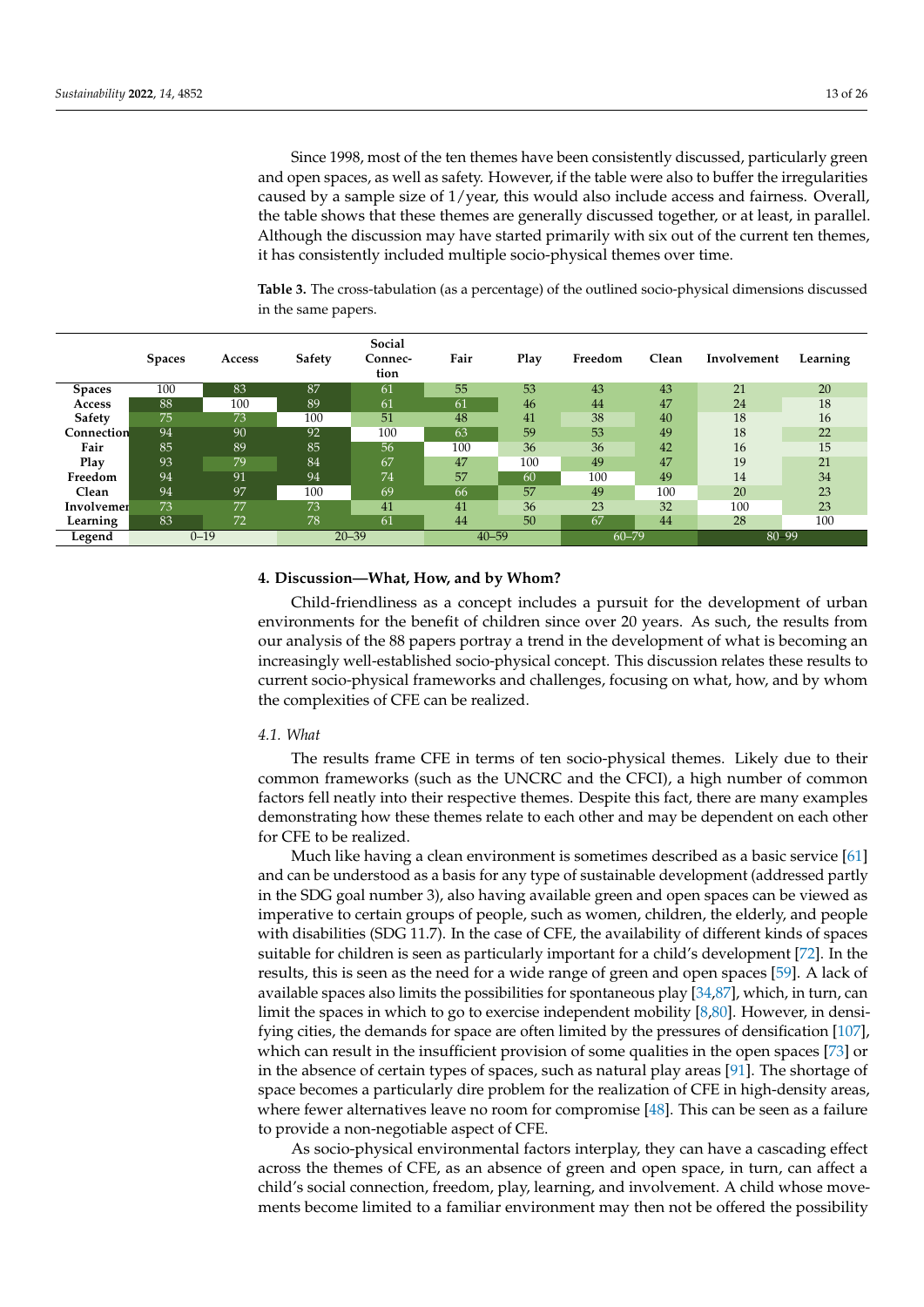Since 1998, most of the ten themes have been consistently discussed, particularly green and open spaces, as well as safety. However, if the table were also to buffer the irregularities caused by a sample size of 1/year, this would also include access and fairness. Overall, the table shows that these themes are generally discussed together, or at least, in parallel. Although the discussion may have started primarily with six out of the current ten themes, it has consistently included multiple socio-physical themes over time.

**Table 3.** The cross-tabulation (as a percentage) of the outlined socio-physical dimensions discussed in the same papers.

| | Spaces | Access | Safety | Social Connection | Fair | Play | Freedom | Clean | Involvement | Learning |
|---|---|---|---|---|---|---|---|---|---|---|
| **Spaces** | 100 | 83 | 87 | 61 | 55 | 53 | 43 | 43 | 21 | 20 |
| **Access** | 88 | 100 | 89 | 61 | 61 | 46 | 44 | 47 | 24 | 18 |
| **Safety** | 75 | 73 | 100 | 51 | 48 | 41 | 38 | 40 | 18 | 16 |
| **Connection** | 94 | 90 | 92 | 100 | 63 | 59 | 53 | 49 | 18 | 22 |
| **Fair** | 85 | 89 | 85 | 56 | 100 | 36 | 36 | 42 | 16 | 15 |
| **Play** | 93 | 79 | 84 | 67 | 47 | 100 | 49 | 47 | 19 | 21 |
| **Freedom** | 94 | 91 | 94 | 74 | 57 | 60 | 100 | 49 | 14 | 34 |
| **Clean** | 94 | 97 | 100 | 69 | 66 | 57 | 49 | 100 | 20 | 23 |
| **Involvement** | 73 | 77 | 73 | 41 | 41 | 36 | 23 | 32 | 100 | 23 |
| **Learning** | 83 | 72 | 78 | 61 | 44 | 50 | 67 | 44 | 28 | 100 |
| **Legend** | 0–19 | | 20–39 | | 40–59 | | 60–79 | | 80–99 | |

## 4. Discussion—What, How, and by Whom?

Child-friendliness as a concept includes a pursuit for the development of urban environments for the benefit of children since over 20 years. As such, the results from our analysis of the 88 papers portray a trend in the development of what is becoming an increasingly well-established socio-physical concept. This discussion relates these results to current socio-physical frameworks and challenges, focusing on what, how, and by whom the complexities of CFE can be realized.

### *4.1. What*

The results frame CFE in terms of ten socio-physical themes. Likely due to their common frameworks (such as the UNCRC and the CFCI), a high number of common factors fell neatly into their respective themes. Despite this fact, there are many examples demonstrating how these themes relate to each other and may be dependent on each other for CFE to be realized.

Much like having a clean environment is sometimes described as a basic service [61] and can be understood as a basis for any type of sustainable development (addressed partly in the SDG goal number 3), also having available green and open spaces can be viewed as imperative to certain groups of people, such as women, children, the elderly, and people with disabilities (SDG 11.7). In the case of CFE, the availability of different kinds of spaces suitable for children is seen as particularly important for a child's development [72]. In the results, this is seen as the need for a wide range of green and open spaces [59]. A lack of available spaces also limits the possibilities for spontaneous play [34,87], which, in turn, can limit the spaces in which to go to exercise independent mobility [8,80]. However, in densifying cities, the demands for space are often limited by the pressures of densification [107], which can result in the insufficient provision of some qualities in the open spaces [73] or in the absence of certain types of spaces, such as natural play areas [91]. The shortage of space becomes a particularly dire problem for the realization of CFE in high-density areas, where fewer alternatives leave no room for compromise [48]. This can be seen as a failure to provide a non-negotiable aspect of CFE.

As socio-physical environmental factors interplay, they can have a cascading effect across the themes of CFE, as an absence of green and open space, in turn, can affect a child's social connection, freedom, play, learning, and involvement. A child whose movements become limited to a familiar environment may then not be offered the possibility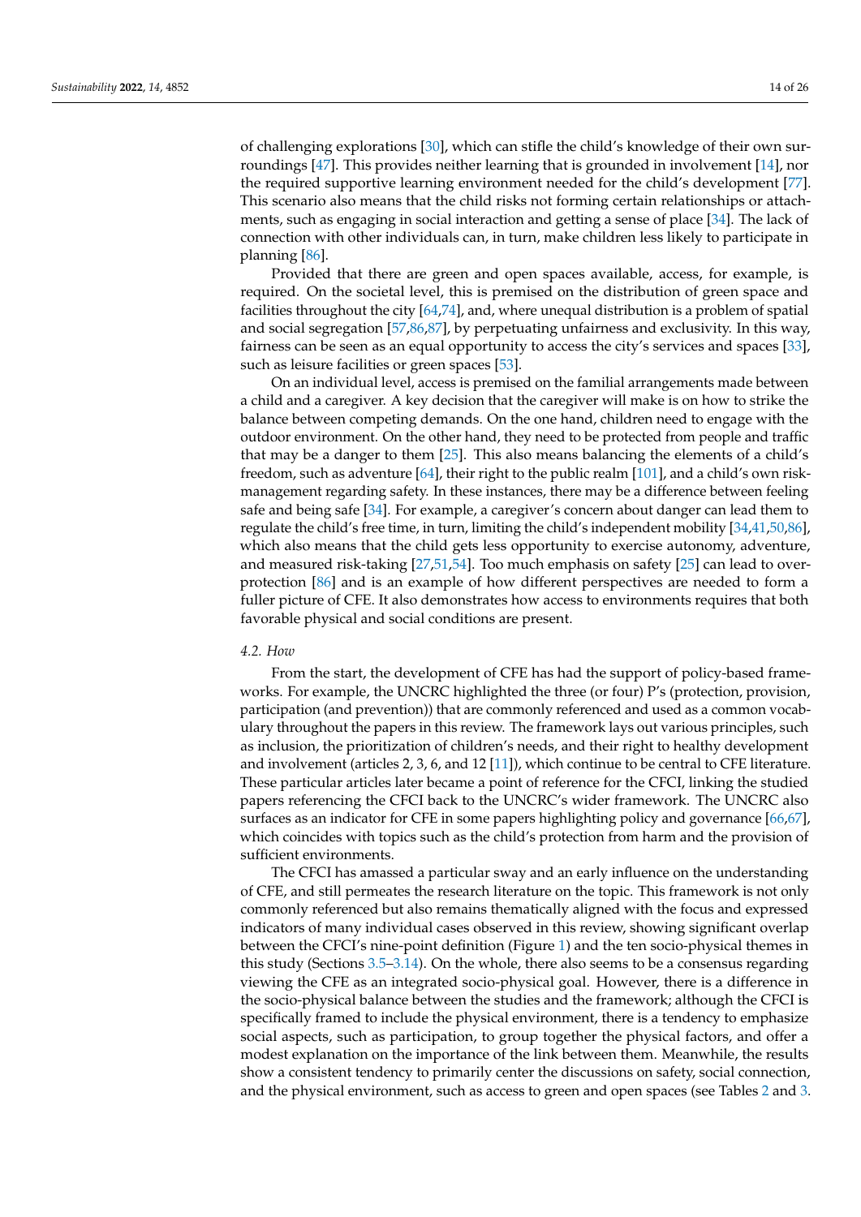of challenging explorations [30], which can stifle the child's knowledge of their own surroundings [47]. This provides neither learning that is grounded in involvement [14], nor the required supportive learning environment needed for the child's development [77]. This scenario also means that the child risks not forming certain relationships or attachments, such as engaging in social interaction and getting a sense of place [34]. The lack of connection with other individuals can, in turn, make children less likely to participate in planning [86].

Provided that there are green and open spaces available, access, for example, is required. On the societal level, this is premised on the distribution of green space and facilities throughout the city [64,74], and, where unequal distribution is a problem of spatial and social segregation [57,86,87], by perpetuating unfairness and exclusivity. In this way, fairness can be seen as an equal opportunity to access the city's services and spaces [33], such as leisure facilities or green spaces [53].

On an individual level, access is premised on the familial arrangements made between a child and a caregiver. A key decision that the caregiver will make is on how to strike the balance between competing demands. On the one hand, children need to engage with the outdoor environment. On the other hand, they need to be protected from people and traffic that may be a danger to them [25]. This also means balancing the elements of a child's freedom, such as adventure [64], their right to the public realm [101], and a child's own risk-management regarding safety. In these instances, there may be a difference between feeling safe and being safe [34]. For example, a caregiver's concern about danger can lead them to regulate the child's free time, in turn, limiting the child's independent mobility [34,41,50,86], which also means that the child gets less opportunity to exercise autonomy, adventure, and measured risk-taking [27,51,54]. Too much emphasis on safety [25] can lead to overprotection [86] and is an example of how different perspectives are needed to form a fuller picture of CFE. It also demonstrates how access to environments requires that both favorable physical and social conditions are present.

### 4.2. How

From the start, the development of CFE has had the support of policy-based frameworks. For example, the UNCRC highlighted the three (or four) P's (protection, provision, participation (and prevention)) that are commonly referenced and used as a common vocabulary throughout the papers in this review. The framework lays out various principles, such as inclusion, the prioritization of children's needs, and their right to healthy development and involvement (articles 2, 3, 6, and 12 [11]), which continue to be central to CFE literature. These particular articles later became a point of reference for the CFCI, linking the studied papers referencing the CFCI back to the UNCRC's wider framework. The UNCRC also surfaces as an indicator for CFE in some papers highlighting policy and governance [66,67], which coincides with topics such as the child's protection from harm and the provision of sufficient environments.

The CFCI has amassed a particular sway and an early influence on the understanding of CFE, and still permeates the research literature on the topic. This framework is not only commonly referenced but also remains thematically aligned with the focus and expressed indicators of many individual cases observed in this review, showing significant overlap between the CFCI's nine-point definition (Figure 1) and the ten socio-physical themes in this study (Sections 3.5–3.14). On the whole, there also seems to be a consensus regarding viewing the CFE as an integrated socio-physical goal. However, there is a difference in the socio-physical balance between the studies and the framework; although the CFCI is specifically framed to include the physical environment, there is a tendency to emphasize social aspects, such as participation, to group together the physical factors, and offer a modest explanation on the importance of the link between them. Meanwhile, the results show a consistent tendency to primarily center the discussions on safety, social connection, and the physical environment, such as access to green and open spaces (see Tables 2 and 3.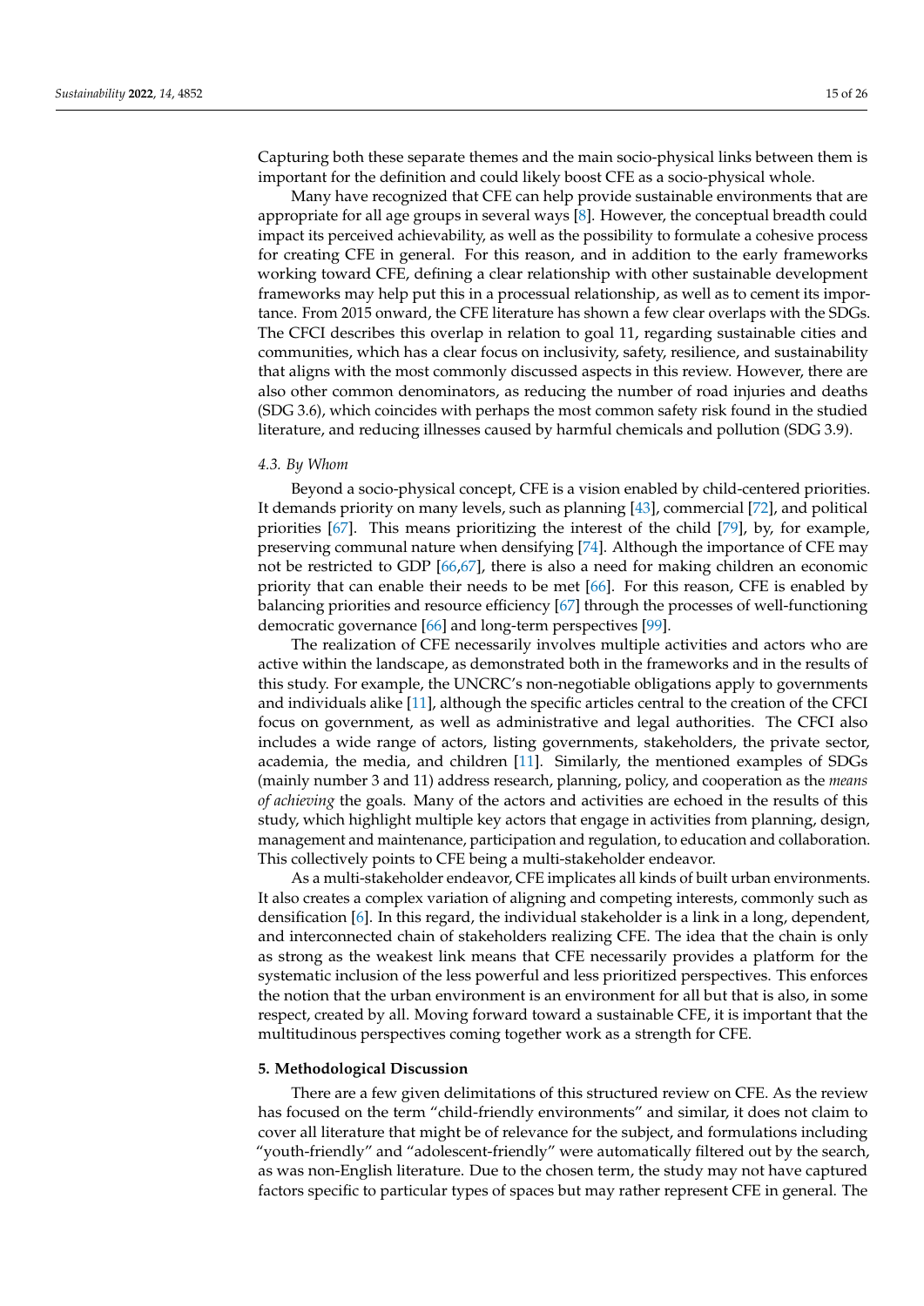Capturing both these separate themes and the main socio-physical links between them is important for the definition and could likely boost CFE as a socio-physical whole.

Many have recognized that CFE can help provide sustainable environments that are appropriate for all age groups in several ways [8]. However, the conceptual breadth could impact its perceived achievability, as well as the possibility to formulate a cohesive process for creating CFE in general. For this reason, and in addition to the early frameworks working toward CFE, defining a clear relationship with other sustainable development frameworks may help put this in a processual relationship, as well as to cement its importance. From 2015 onward, the CFE literature has shown a few clear overlaps with the SDGs. The CFCI describes this overlap in relation to goal 11, regarding sustainable cities and communities, which has a clear focus on inclusivity, safety, resilience, and sustainability that aligns with the most commonly discussed aspects in this review. However, there are also other common denominators, as reducing the number of road injuries and deaths (SDG 3.6), which coincides with perhaps the most common safety risk found in the studied literature, and reducing illnesses caused by harmful chemicals and pollution (SDG 3.9).

### 4.3. By Whom

Beyond a socio-physical concept, CFE is a vision enabled by child-centered priorities. It demands priority on many levels, such as planning [43], commercial [72], and political priorities [67]. This means prioritizing the interest of the child [79], by, for example, preserving communal nature when densifying [74]. Although the importance of CFE may not be restricted to GDP [66,67], there is also a need for making children an economic priority that can enable their needs to be met [66]. For this reason, CFE is enabled by balancing priorities and resource efficiency [67] through the processes of well-functioning democratic governance [66] and long-term perspectives [99].

The realization of CFE necessarily involves multiple activities and actors who are active within the landscape, as demonstrated both in the frameworks and in the results of this study. For example, the UNCRC's non-negotiable obligations apply to governments and individuals alike [11], although the specific articles central to the creation of the CFCI focus on government, as well as administrative and legal authorities. The CFCI also includes a wide range of actors, listing governments, stakeholders, the private sector, academia, the media, and children [11]. Similarly, the mentioned examples of SDGs (mainly number 3 and 11) address research, planning, policy, and cooperation as the *means of achieving* the goals. Many of the actors and activities are echoed in the results of this study, which highlight multiple key actors that engage in activities from planning, design, management and maintenance, participation and regulation, to education and collaboration. This collectively points to CFE being a multi-stakeholder endeavor.

As a multi-stakeholder endeavor, CFE implicates all kinds of built urban environments. It also creates a complex variation of aligning and competing interests, commonly such as densification [6]. In this regard, the individual stakeholder is a link in a long, dependent, and interconnected chain of stakeholders realizing CFE. The idea that the chain is only as strong as the weakest link means that CFE necessarily provides a platform for the systematic inclusion of the less powerful and less prioritized perspectives. This enforces the notion that the urban environment is an environment for all but that is also, in some respect, created by all. Moving forward toward a sustainable CFE, it is important that the multitudinous perspectives coming together work as a strength for CFE.

## 5. Methodological Discussion

There are a few given delimitations of this structured review on CFE. As the review has focused on the term "child-friendly environments" and similar, it does not claim to cover all literature that might be of relevance for the subject, and formulations including "youth-friendly" and "adolescent-friendly" were automatically filtered out by the search, as was non-English literature. Due to the chosen term, the study may not have captured factors specific to particular types of spaces but may rather represent CFE in general. The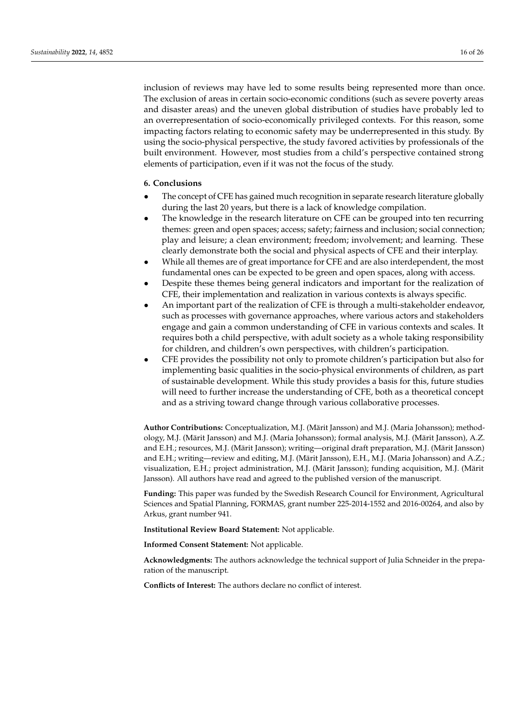inclusion of reviews may have led to some results being represented more than once. The exclusion of areas in certain socio-economic conditions (such as severe poverty areas and disaster areas) and the uneven global distribution of studies have probably led to an overrepresentation of socio-economically privileged contexts. For this reason, some impacting factors relating to economic safety may be underrepresented in this study. By using the socio-physical perspective, the study favored activities by professionals of the built environment. However, most studies from a child's perspective contained strong elements of participation, even if it was not the focus of the study.

## 6. Conclusions

- The concept of CFE has gained much recognition in separate research literature globally during the last 20 years, but there is a lack of knowledge compilation.
- The knowledge in the research literature on CFE can be grouped into ten recurring themes: green and open spaces; access; safety; fairness and inclusion; social connection; play and leisure; a clean environment; freedom; involvement; and learning. These clearly demonstrate both the social and physical aspects of CFE and their interplay.
- While all themes are of great importance for CFE and are also interdependent, the most fundamental ones can be expected to be green and open spaces, along with access.
- Despite these themes being general indicators and important for the realization of CFE, their implementation and realization in various contexts is always specific.
- An important part of the realization of CFE is through a multi-stakeholder endeavor, such as processes with governance approaches, where various actors and stakeholders engage and gain a common understanding of CFE in various contexts and scales. It requires both a child perspective, with adult society as a whole taking responsibility for children, and children's own perspectives, with children's participation.
- CFE provides the possibility not only to promote children's participation but also for implementing basic qualities in the socio-physical environments of children, as part of sustainable development. While this study provides a basis for this, future studies will need to further increase the understanding of CFE, both as a theoretical concept and as a striving toward change through various collaborative processes.

**Author Contributions:** Conceptualization, M.J. (Märit Jansson) and M.J. (Maria Johansson); methodology, M.J. (Märit Jansson) and M.J. (Maria Johansson); formal analysis, M.J. (Märit Jansson), A.Z. and E.H.; resources, M.J. (Märit Jansson); writing—original draft preparation, M.J. (Märit Jansson) and E.H.; writing—review and editing, M.J. (Märit Jansson), E.H., M.J. (Maria Johansson) and A.Z.; visualization, E.H.; project administration, M.J. (Märit Jansson); funding acquisition, M.J. (Märit Jansson). All authors have read and agreed to the published version of the manuscript.

**Funding:** This paper was funded by the Swedish Research Council for Environment, Agricultural Sciences and Spatial Planning, FORMAS, grant number 225-2014-1552 and 2016-00264, and also by Arkus, grant number 941.

**Institutional Review Board Statement:** Not applicable.

**Informed Consent Statement:** Not applicable.

**Acknowledgments:** The authors acknowledge the technical support of Julia Schneider in the preparation of the manuscript.

**Conflicts of Interest:** The authors declare no conflict of interest.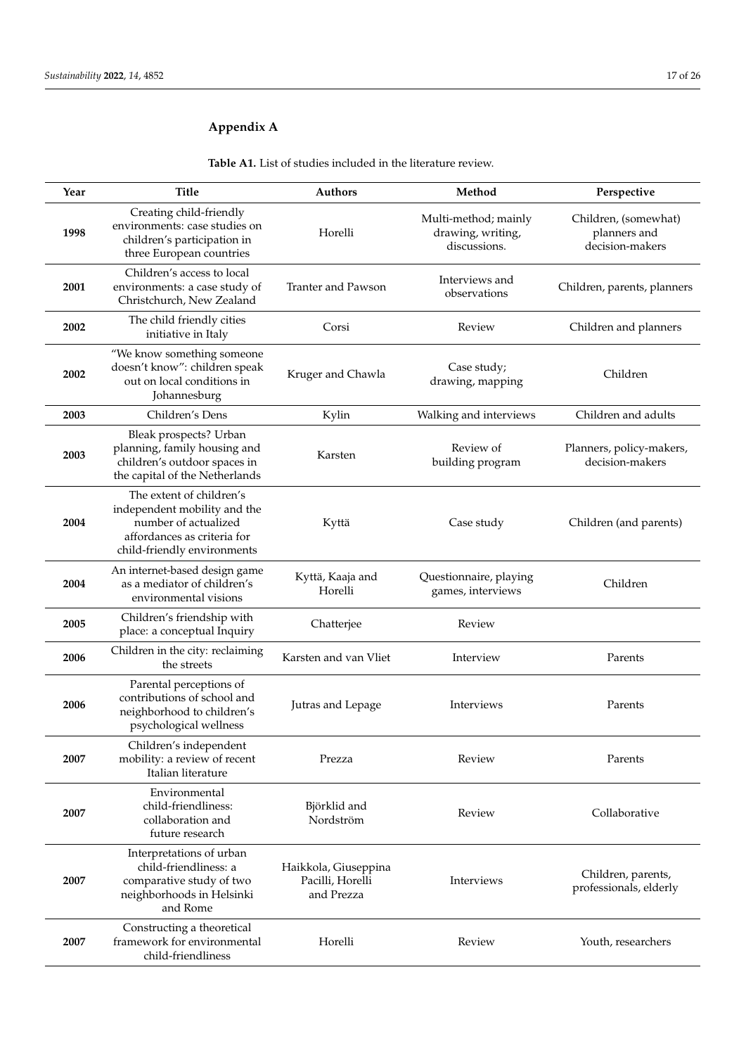## Appendix A

**Table A1.** List of studies included in the literature review.

| Year | Title | Authors | Method | Perspective |
|---|---|---|---|---|
| **1998** | Creating child-friendly environments: case studies on children's participation in three European countries | Horelli | Multi-method; mainly drawing, writing, discussions. | Children, (somewhat) planners and decision-makers |
| **2001** | Children's access to local environments: a case study of Christchurch, New Zealand | Tranter and Pawson | Interviews and observations | Children, parents, planners |
| **2002** | The child friendly cities initiative in Italy | Corsi | Review | Children and planners |
| **2002** | "We know something someone doesn't know": children speak out on local conditions in Johannesburg | Kruger and Chawla | Case study; drawing, mapping | Children |
| **2003** | Children's Dens | Kylin | Walking and interviews | Children and adults |
| **2003** | Bleak prospects? Urban planning, family housing and children's outdoor spaces in the capital of the Netherlands | Karsten | Review of building program | Planners, policy-makers, decision-makers |
| **2004** | The extent of children's independent mobility and the number of actualized affordances as criteria for child-friendly environments | Kyttä | Case study | Children (and parents) |
| **2004** | An internet-based design game as a mediator of children's environmental visions | Kyttä, Kaaja and Horelli | Questionnaire, playing games, interviews | Children |
| **2005** | Children's friendship with place: a conceptual Inquiry | Chatterjee | Review | |
| **2006** | Children in the city: reclaiming the streets | Karsten and van Vliet | Interview | Parents |
| **2006** | Parental perceptions of contributions of school and neighborhood to children's psychological wellness | Jutras and Lepage | Interviews | Parents |
| **2007** | Children's independent mobility: a review of recent Italian literature | Prezza | Review | Parents |
| **2007** | Environmental child-friendliness: collaboration and future research | Björklid and Nordström | Review | Collaborative |
| **2007** | Interpretations of urban child-friendliness: a comparative study of two neighborhoods in Helsinki and Rome | Haikkola, Giuseppina Pacilli, Horelli and Prezza | Interviews | Children, parents, professionals, elderly |
| **2007** | Constructing a theoretical framework for environmental child-friendliness | Horelli | Review | Youth, researchers |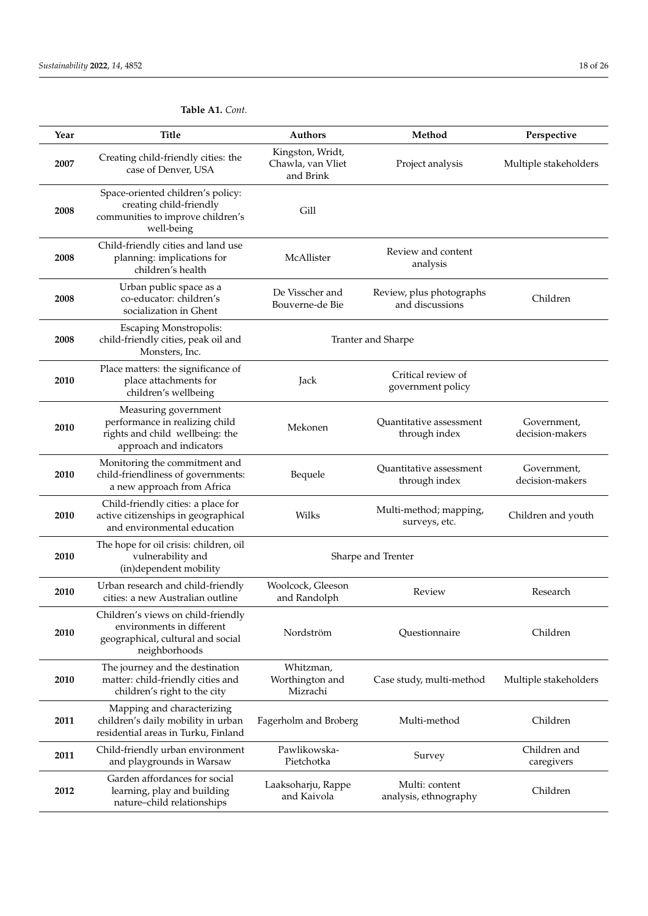**Table A1.** *Cont.*

| Year | Title | Authors | Method | Perspective |
| --- | --- | --- | --- | --- |
| **2007** | Creating child-friendly cities: the case of Denver, USA | Kingston, Wridt, Chawla, van Vliet and Brink | Project analysis | Multiple stakeholders |
| **2008** | Space-oriented children's policy: creating child-friendly communities to improve children's well-being | Gill | | |
| **2008** | Child-friendly cities and land use planning: implications for children's health | McAllister | Review and content analysis | |
| **2008** | Urban public space as a co-educator: children's socialization in Ghent | De Visscher and Bouverne-de Bie | Review, plus photographs and discussions | Children |
| **2008** | Escaping Monstropolis: child-friendly cities, peak oil and Monsters, Inc. | Tranter and Sharpe | | |
| **2010** | Place matters: the significance of place attachments for children's wellbeing | Jack | Critical review of government policy | |
| **2010** | Measuring government performance in realizing child rights and child wellbeing: the approach and indicators | Mekonen | Quantitative assessment through index | Government, decision-makers |
| **2010** | Monitoring the commitment and child-friendliness of governments: a new approach from Africa | Bequele | Quantitative assessment through index | Government, decision-makers |
| **2010** | Child-friendly cities: a place for active citizenships in geographical and environmental education | Wilks | Multi-method; mapping, surveys, etc. | Children and youth |
| **2010** | The hope for oil crisis: children, oil vulnerability and (in)dependent mobility | Sharpe and Trenter | | |
| **2010** | Urban research and child-friendly cities: a new Australian outline | Woolcock, Gleeson and Randolph | Review | Research |
| **2010** | Children's views on child-friendly environments in different geographical, cultural and social neighborhoods | Nordström | Questionnaire | Children |
| **2010** | The journey and the destination matter: child-friendly cities and children's right to the city | Whitzman, Worthington and Mizrachi | Case study, multi-method | Multiple stakeholders |
| **2011** | Mapping and characterizing children's daily mobility in urban residential areas in Turku, Finland | Fagerholm and Broberg | Multi-method | Children |
| **2011** | Child-friendly urban environment and playgrounds in Warsaw | Pawlikowska-Pietchotka | Survey | Children and caregivers |
| **2012** | Garden affordances for social learning, play and building nature–child relationships | Laaksoharju, Rappe and Kaivola | Multi: content analysis, ethnography | Children |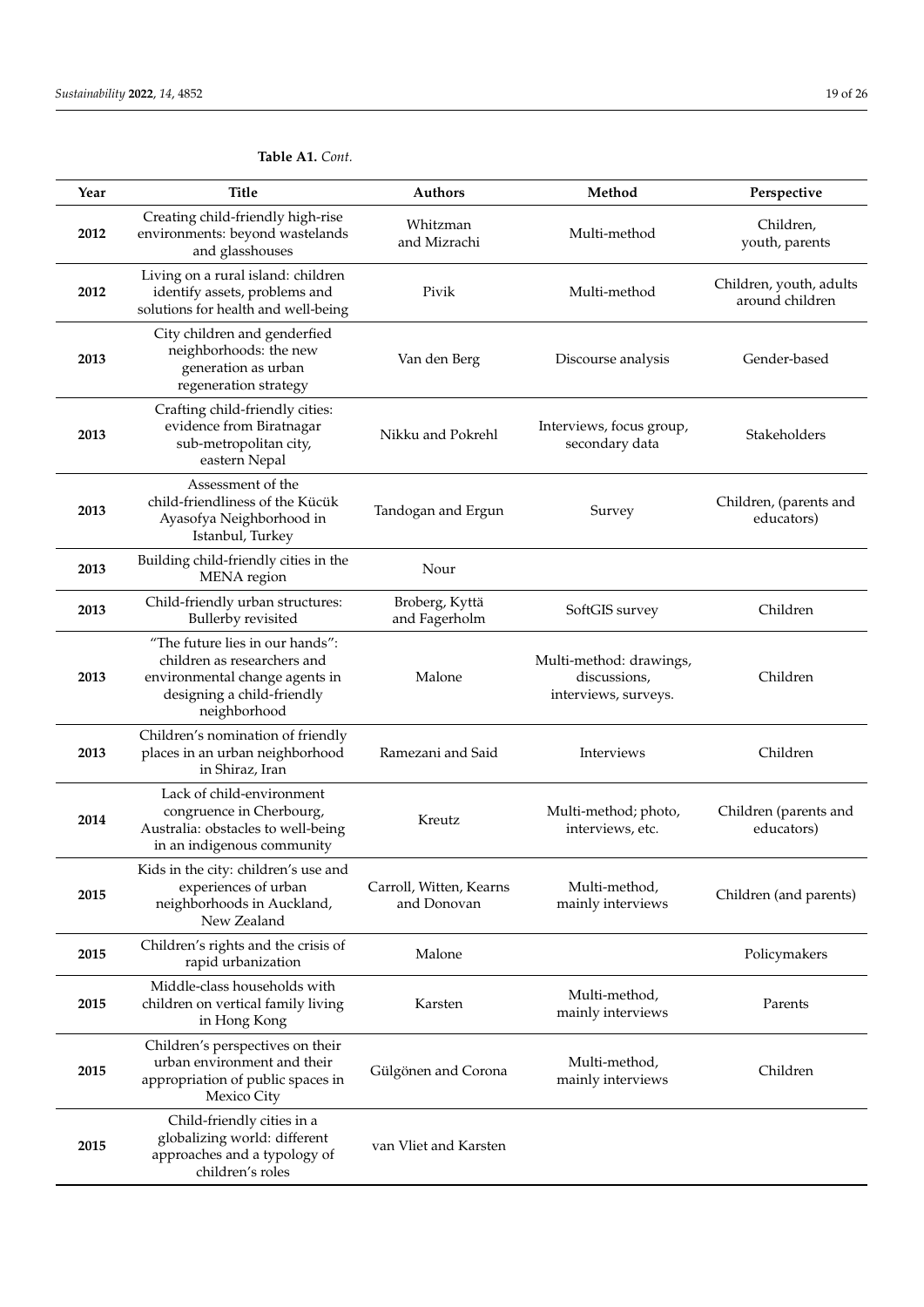**Table A1.** *Cont.*

| Year | Title | Authors | Method | Perspective |
|---|---|---|---|---|
| **2012** | Creating child-friendly high-rise environments: beyond wastelands and glasshouses | Whitzman and Mizrachi | Multi-method | Children, youth, parents |
| **2012** | Living on a rural island: children identify assets, problems and solutions for health and well-being | Pivik | Multi-method | Children, youth, adults around children |
| **2013** | City children and genderfied neighborhoods: the new generation as urban regeneration strategy | Van den Berg | Discourse analysis | Gender-based |
| **2013** | Crafting child-friendly cities: evidence from Biratnagar sub-metropolitan city, eastern Nepal | Nikku and Pokrehl | Interviews, focus group, secondary data | Stakeholders |
| **2013** | Assessment of the child-friendliness of the Kücük Ayasofya Neighborhood in Istanbul, Turkey | Tandogan and Ergun | Survey | Children, (parents and educators) |
| **2013** | Building child-friendly cities in the MENA region | Nour | | |
| **2013** | Child-friendly urban structures: Bullerby revisited | Broberg, Kyttä and Fagerholm | SoftGIS survey | Children |
| **2013** | "The future lies in our hands": children as researchers and environmental change agents in designing a child-friendly neighborhood | Malone | Multi-method: drawings, discussions, interviews, surveys. | Children |
| **2013** | Children's nomination of friendly places in an urban neighborhood in Shiraz, Iran | Ramezani and Said | Interviews | Children |
| **2014** | Lack of child-environment congruence in Cherbourg, Australia: obstacles to well-being in an indigenous community | Kreutz | Multi-method; photo, interviews, etc. | Children (parents and educators) |
| **2015** | Kids in the city: children's use and experiences of urban neighborhoods in Auckland, New Zealand | Carroll, Witten, Kearns and Donovan | Multi-method, mainly interviews | Children (and parents) |
| **2015** | Children's rights and the crisis of rapid urbanization | Malone | | Policymakers |
| **2015** | Middle-class households with children on vertical family living in Hong Kong | Karsten | Multi-method, mainly interviews | Parents |
| **2015** | Children's perspectives on their urban environment and their appropriation of public spaces in Mexico City | Gülgönen and Corona | Multi-method, mainly interviews | Children |
| **2015** | Child-friendly cities in a globalizing world: different approaches and a typology of children's roles | van Vliet and Karsten | | |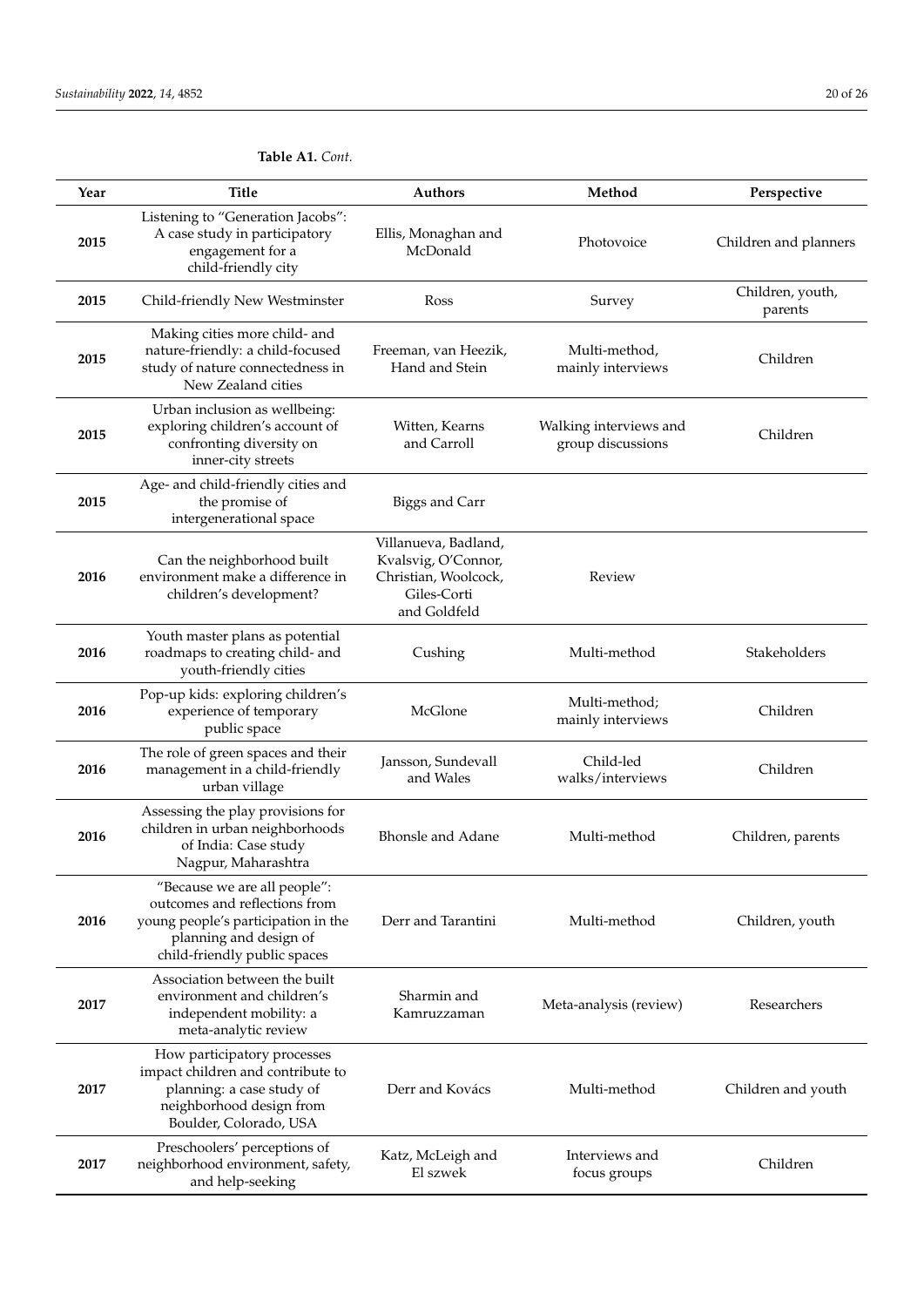**Table A1.** *Cont.*

| Year | Title | Authors | Method | Perspective |
|---|---|---|---|---|
| **2015** | Listening to "Generation Jacobs": A case study in participatory engagement for a child-friendly city | Ellis, Monaghan and McDonald | Photovoice | Children and planners |
| **2015** | Child-friendly New Westminster | Ross | Survey | Children, youth, parents |
| **2015** | Making cities more child- and nature-friendly: a child-focused study of nature connectedness in New Zealand cities | Freeman, van Heezik, Hand and Stein | Multi-method, mainly interviews | Children |
| **2015** | Urban inclusion as wellbeing: exploring children's account of confronting diversity on inner-city streets | Witten, Kearns and Carroll | Walking interviews and group discussions | Children |
| **2015** | Age- and child-friendly cities and the promise of intergenerational space | Biggs and Carr | | |
| **2016** | Can the neighborhood built environment make a difference in children's development? | Villanueva, Badland, Kvalsvig, O'Connor, Christian, Woolcock, Giles-Corti and Goldfeld | Review | |
| **2016** | Youth master plans as potential roadmaps to creating child- and youth-friendly cities | Cushing | Multi-method | Stakeholders |
| **2016** | Pop-up kids: exploring children's experience of temporary public space | McGlone | Multi-method; mainly interviews | Children |
| **2016** | The role of green spaces and their management in a child-friendly urban village | Jansson, Sundevall and Wales | Child-led walks/interviews | Children |
| **2016** | Assessing the play provisions for children in urban neighborhoods of India: Case study Nagpur, Maharashtra | Bhonsle and Adane | Multi-method | Children, parents |
| **2016** | "Because we are all people": outcomes and reflections from young people's participation in the planning and design of child-friendly public spaces | Derr and Tarantini | Multi-method | Children, youth |
| **2017** | Association between the built environment and children's independent mobility: a meta-analytic review | Sharmin and Kamruzzaman | Meta-analysis (review) | Researchers |
| **2017** | How participatory processes impact children and contribute to planning: a case study of neighborhood design from Boulder, Colorado, USA | Derr and Kovács | Multi-method | Children and youth |
| **2017** | Preschoolers' perceptions of neighborhood environment, safety, and help-seeking | Katz, McLeigh and El szwek | Interviews and focus groups | Children |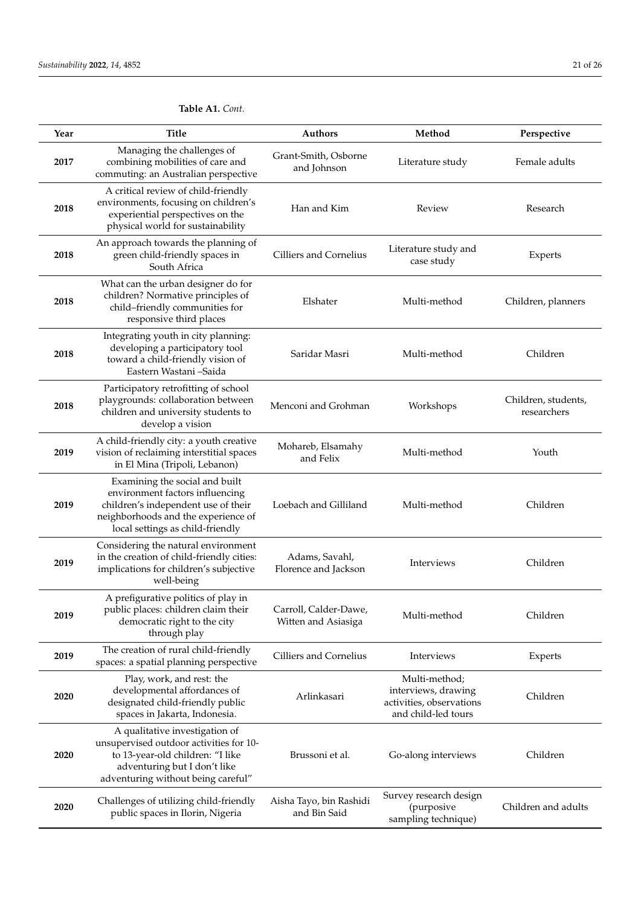**Table A1.** *Cont.*

| Year | Title | Authors | Method | Perspective |
|---|---|---|---|---|
| **2017** | Managing the challenges of combining mobilities of care and commuting: an Australian perspective | Grant-Smith, Osborne and Johnson | Literature study | Female adults |
| **2018** | A critical review of child-friendly environments, focusing on children's experiential perspectives on the physical world for sustainability | Han and Kim | Review | Research |
| **2018** | An approach towards the planning of green child-friendly spaces in South Africa | Cilliers and Cornelius | Literature study and case study | Experts |
| **2018** | What can the urban designer do for children? Normative principles of child–friendly communities for responsive third places | Elshater | Multi-method | Children, planners |
| **2018** | Integrating youth in city planning: developing a participatory tool toward a child-friendly vision of Eastern Wastani –Saida | Saridar Masri | Multi-method | Children |
| **2018** | Participatory retrofitting of school playgrounds: collaboration between children and university students to develop a vision | Menconi and Grohman | Workshops | Children, students, researchers |
| **2019** | A child-friendly city: a youth creative vision of reclaiming interstitial spaces in El Mina (Tripoli, Lebanon) | Mohareb, Elsamahy and Felix | Multi-method | Youth |
| **2019** | Examining the social and built environment factors influencing children's independent use of their neighborhoods and the experience of local settings as child-friendly | Loebach and Gilliland | Multi-method | Children |
| **2019** | Considering the natural environment in the creation of child-friendly cities: implications for children's subjective well-being | Adams, Savahl, Florence and Jackson | Interviews | Children |
| **2019** | A prefigurative politics of play in public places: children claim their democratic right to the city through play | Carroll, Calder-Dawe, Witten and Asiasiga | Multi-method | Children |
| **2019** | The creation of rural child-friendly spaces: a spatial planning perspective | Cilliers and Cornelius | Interviews | Experts |
| **2020** | Play, work, and rest: the developmental affordances of designated child-friendly public spaces in Jakarta, Indonesia. | Arlinkasari | Multi-method; interviews, drawing activities, observations and child-led tours | Children |
| **2020** | A qualitative investigation of unsupervised outdoor activities for 10- to 13-year-old children: "I like adventuring but I don't like adventuring without being careful" | Brussoni et al. | Go-along interviews | Children |
| **2020** | Challenges of utilizing child-friendly public spaces in Ilorin, Nigeria | Aisha Tayo, bin Rashidi and Bin Said | Survey research design (purposive sampling technique) | Children and adults |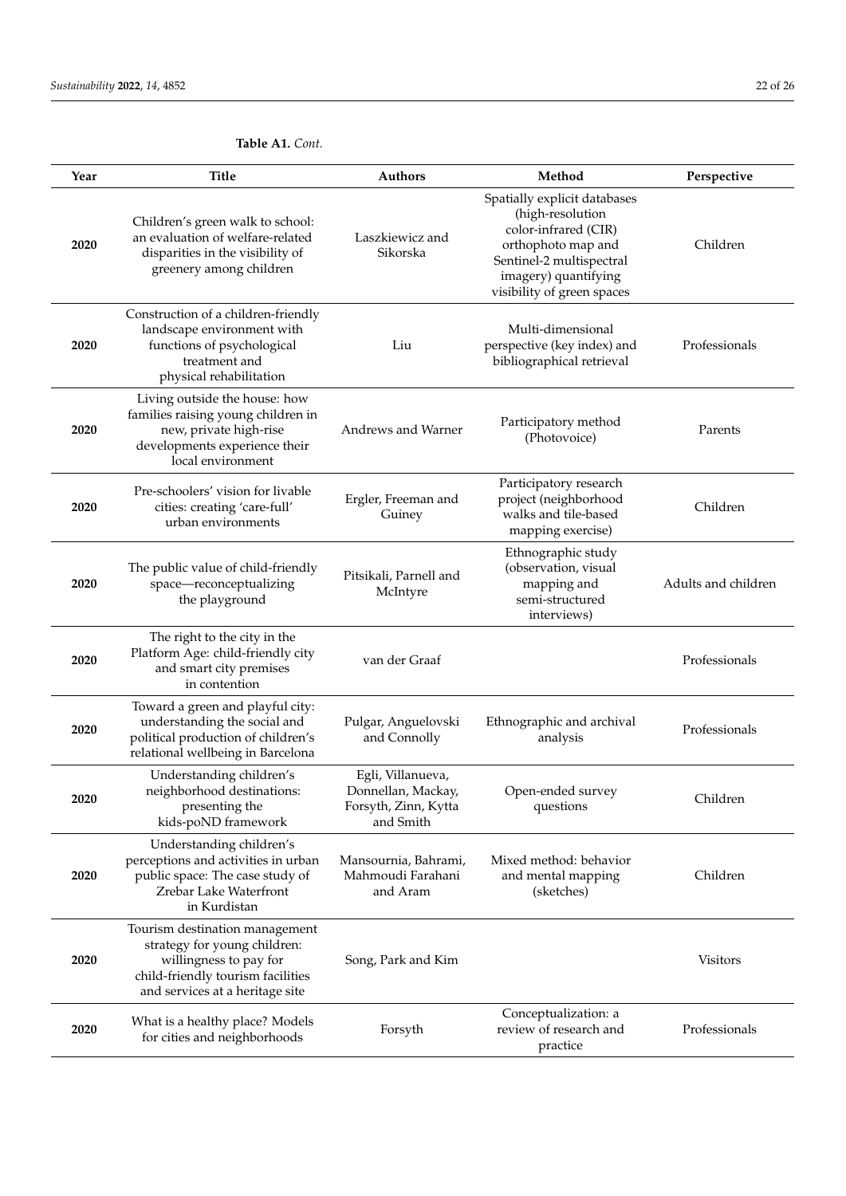**Table A1.** *Cont.*

| Year | Title | Authors | Method | Perspective |
| --- | --- | --- | --- | --- |
| **2020** | Children's green walk to school: an evaluation of welfare-related disparities in the visibility of greenery among children | Laszkiewicz and Sikorska | Spatially explicit databases (high-resolution color-infrared (CIR) orthophoto map and Sentinel-2 multispectral imagery) quantifying visibility of green spaces | Children |
| **2020** | Construction of a children-friendly landscape environment with functions of psychological treatment and physical rehabilitation | Liu | Multi-dimensional perspective (key index) and bibliographical retrieval | Professionals |
| **2020** | Living outside the house: how families raising young children in new, private high-rise developments experience their local environment | Andrews and Warner | Participatory method (Photovoice) | Parents |
| **2020** | Pre-schoolers' vision for livable cities: creating 'care-full' urban environments | Ergler, Freeman and Guiney | Participatory research project (neighborhood walks and tile-based mapping exercise) | Children |
| **2020** | The public value of child-friendly space—reconceptualizing the playground | Pitsikali, Parnell and McIntyre | Ethnographic study (observation, visual mapping and semi-structured interviews) | Adults and children |
| **2020** | The right to the city in the Platform Age: child-friendly city and smart city premises in contention | van der Graaf | | Professionals |
| **2020** | Toward a green and playful city: understanding the social and political production of children's relational wellbeing in Barcelona | Pulgar, Anguelovski and Connolly | Ethnographic and archival analysis | Professionals |
| **2020** | Understanding children's neighborhood destinations: presenting the kids-poND framework | Egli, Villanueva, Donnellan, Mackay, Forsyth, Zinn, Kytta and Smith | Open-ended survey questions | Children |
| **2020** | Understanding children's perceptions and activities in urban public space: The case study of Zrebar Lake Waterfront in Kurdistan | Mansournia, Bahrami, Mahmoudi Farahani and Aram | Mixed method: behavior and mental mapping (sketches) | Children |
| **2020** | Tourism destination management strategy for young children: willingness to pay for child-friendly tourism facilities and services at a heritage site | Song, Park and Kim | | Visitors |
| **2020** | What is a healthy place? Models for cities and neighborhoods | Forsyth | Conceptualization: a review of research and practice | Professionals |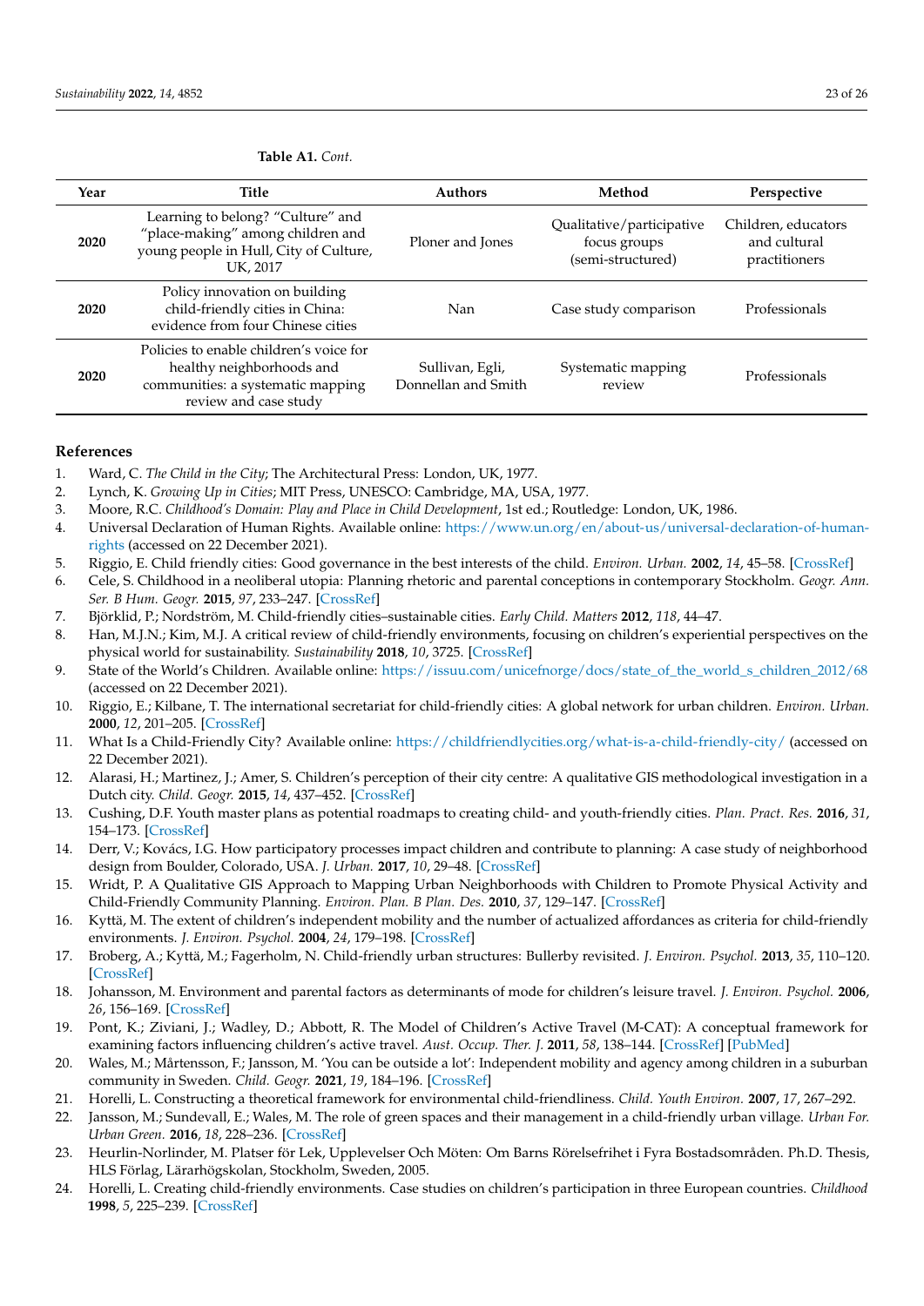**Table A1.** *Cont.*

| Year | Title | Authors | Method | Perspective |
|---|---|---|---|---|
| **2020** | Learning to belong? "Culture" and "place-making" among children and young people in Hull, City of Culture, UK, 2017 | Ploner and Jones | Qualitative/participative focus groups (semi-structured) | Children, educators and cultural practitioners |
| **2020** | Policy innovation on building child-friendly cities in China: evidence from four Chinese cities | Nan | Case study comparison | Professionals |
| **2020** | Policies to enable children's voice for healthy neighborhoods and communities: a systematic mapping review and case study | Sullivan, Egli, Donnellan and Smith | Systematic mapping review | Professionals |

## References

1. Ward, C. *The Child in the City*; The Architectural Press: London, UK, 1977.
2. Lynch, K. *Growing Up in Cities*; MIT Press, UNESCO: Cambridge, MA, USA, 1977.
3. Moore, R.C. *Childhood's Domain: Play and Place in Child Development*, 1st ed.; Routledge: London, UK, 1986.
4. Universal Declaration of Human Rights. Available online: https://www.un.org/en/about-us/universal-declaration-of-human-rights (accessed on 22 December 2021).
5. Riggio, E. Child friendly cities: Good governance in the best interests of the child. *Environ. Urban.* **2002**, *14*, 45–58. [CrossRef]
6. Cele, S. Childhood in a neoliberal utopia: Planning rhetoric and parental conceptions in contemporary Stockholm. *Geogr. Ann. Ser. B Hum. Geogr.* **2015**, *97*, 233–247. [CrossRef]
7. Björklid, P.; Nordström, M. Child-friendly cities–sustainable cities. *Early Child. Matters* **2012**, *118*, 44–47.
8. Han, M.J.N.; Kim, M.J. A critical review of child-friendly environments, focusing on children's experiential perspectives on the physical world for sustainability. *Sustainability* **2018**, *10*, 3725. [CrossRef]
9. State of the World's Children. Available online: https://issuu.com/unicefnorge/docs/state_of_the_world_s_children_2012/68 (accessed on 22 December 2021).
10. Riggio, E.; Kilbane, T. The international secretariat for child-friendly cities: A global network for urban children. *Environ. Urban.* **2000**, *12*, 201–205. [CrossRef]
11. What Is a Child-Friendly City? Available online: https://childfriendlycities.org/what-is-a-child-friendly-city/ (accessed on 22 December 2021).
12. Alarasi, H.; Martinez, J.; Amer, S. Children's perception of their city centre: A qualitative GIS methodological investigation in a Dutch city. *Child. Geogr.* **2015**, *14*, 437–452. [CrossRef]
13. Cushing, D.F. Youth master plans as potential roadmaps to creating child- and youth-friendly cities. *Plan. Pract. Res.* **2016**, *31*, 154–173. [CrossRef]
14. Derr, V.; Kovács, I.G. How participatory processes impact children and contribute to planning: A case study of neighborhood design from Boulder, Colorado, USA. *J. Urban.* **2017**, *10*, 29–48. [CrossRef]
15. Wridt, P. A Qualitative GIS Approach to Mapping Urban Neighborhoods with Children to Promote Physical Activity and Child-Friendly Community Planning. *Environ. Plan. B Plan. Des.* **2010**, *37*, 129–147. [CrossRef]
16. Kyttä, M. The extent of children's independent mobility and the number of actualized affordances as criteria for child-friendly environments. *J. Environ. Psychol.* **2004**, *24*, 179–198. [CrossRef]
17. Broberg, A.; Kyttä, M.; Fagerholm, N. Child-friendly urban structures: Bullerby revisited. *J. Environ. Psychol.* **2013**, *35*, 110–120. [CrossRef]
18. Johansson, M. Environment and parental factors as determinants of mode for children's leisure travel. *J. Environ. Psychol.* **2006**, *26*, 156–169. [CrossRef]
19. Pont, K.; Ziviani, J.; Wadley, D.; Abbott, R. The Model of Children's Active Travel (M-CAT): A conceptual framework for examining factors influencing children's active travel. *Aust. Occup. Ther. J.* **2011**, *58*, 138–144. [CrossRef] [PubMed]
20. Wales, M.; Mårtensson, F.; Jansson, M. 'You can be outside a lot': Independent mobility and agency among children in a suburban community in Sweden. *Child. Geogr.* **2021**, *19*, 184–196. [CrossRef]
21. Horelli, L. Constructing a theoretical framework for environmental child-friendliness. *Child. Youth Environ.* **2007**, *17*, 267–292.
22. Jansson, M.; Sundevall, E.; Wales, M. The role of green spaces and their management in a child-friendly urban village. *Urban For. Urban Green.* **2016**, *18*, 228–236. [CrossRef]
23. Heurlin-Norlinder, M. Platser för Lek, Upplevelser Och Möten: Om Barns Rörelsefrihet i Fyra Bostadsområden. Ph.D. Thesis, HLS Förlag, Lärarhögskolan, Stockholm, Sweden, 2005.
24. Horelli, L. Creating child-friendly environments. Case studies on children's participation in three European countries. *Childhood* **1998**, *5*, 225–239. [CrossRef]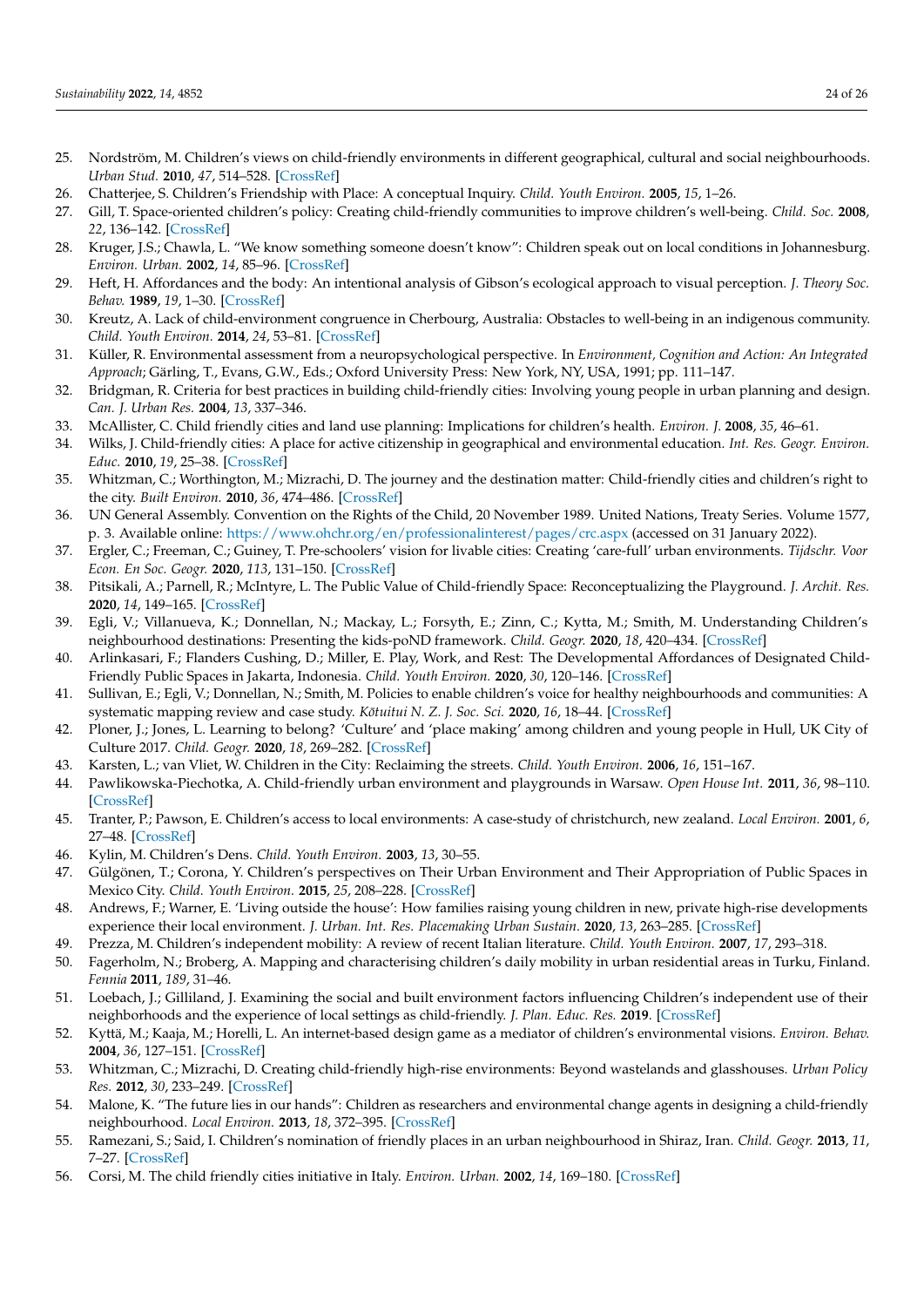25. Nordström, M. Children's views on child-friendly environments in different geographical, cultural and social neighbourhoods. *Urban Stud.* **2010**, *47*, 514–528. [CrossRef]
26. Chatterjee, S. Children's Friendship with Place: A conceptual Inquiry. *Child. Youth Environ.* **2005**, *15*, 1–26.
27. Gill, T. Space-oriented children's policy: Creating child-friendly communities to improve children's well-being. *Child. Soc.* **2008**, *22*, 136–142. [CrossRef]
28. Kruger, J.S.; Chawla, L. "We know something someone doesn't know": Children speak out on local conditions in Johannesburg. *Environ. Urban.* **2002**, *14*, 85–96. [CrossRef]
29. Heft, H. Affordances and the body: An intentional analysis of Gibson's ecological approach to visual perception. *J. Theory Soc. Behav.* **1989**, *19*, 1–30. [CrossRef]
30. Kreutz, A. Lack of child-environment congruence in Cherbourg, Australia: Obstacles to well-being in an indigenous community. *Child. Youth Environ.* **2014**, *24*, 53–81. [CrossRef]
31. Küller, R. Environmental assessment from a neuropsychological perspective. In *Environment, Cognition and Action: An Integrated Approach*; Gärling, T., Evans, G.W., Eds.; Oxford University Press: New York, NY, USA, 1991; pp. 111–147.
32. Bridgman, R. Criteria for best practices in building child-friendly cities: Involving young people in urban planning and design. *Can. J. Urban Res.* **2004**, *13*, 337–346.
33. McAllister, C. Child friendly cities and land use planning: Implications for children's health. *Environ. J.* **2008**, *35*, 46–61.
34. Wilks, J. Child-friendly cities: A place for active citizenship in geographical and environmental education. *Int. Res. Geogr. Environ. Educ.* **2010**, *19*, 25–38. [CrossRef]
35. Whitzman, C.; Worthington, M.; Mizrachi, D. The journey and the destination matter: Child-friendly cities and children's right to the city. *Built Environ.* **2010**, *36*, 474–486. [CrossRef]
36. UN General Assembly. Convention on the Rights of the Child, 20 November 1989. United Nations, Treaty Series. Volume 1577, p. 3. Available online: https://www.ohchr.org/en/professionalinterest/pages/crc.aspx (accessed on 31 January 2022).
37. Ergler, C.; Freeman, C.; Guiney, T. Pre-schoolers' vision for livable cities: Creating 'care-full' urban environments. *Tijdschr. Voor Econ. En Soc. Geogr.* **2020**, *113*, 131–150. [CrossRef]
38. Pitsikali, A.; Parnell, R.; McIntyre, L. The Public Value of Child-friendly Space: Reconceptualizing the Playground. *J. Archit. Res.* **2020**, *14*, 149–165. [CrossRef]
39. Egli, V.; Villanueva, K.; Donnellan, N.; Mackay, L.; Forsyth, E.; Zinn, C.; Kytta, M.; Smith, M. Understanding Children's neighbourhood destinations: Presenting the kids-poND framework. *Child. Geogr.* **2020**, *18*, 420–434. [CrossRef]
40. Arlinkasari, F.; Flanders Cushing, D.; Miller, E. Play, Work, and Rest: The Developmental Affordances of Designated Child-Friendly Public Spaces in Jakarta, Indonesia. *Child. Youth Environ.* **2020**, *30*, 120–146. [CrossRef]
41. Sullivan, E.; Egli, V.; Donnellan, N.; Smith, M. Policies to enable children's voice for healthy neighbourhoods and communities: A systematic mapping review and case study. *Kōtuitui N. Z. J. Soc. Sci.* **2020**, *16*, 18–44. [CrossRef]
42. Ploner, J.; Jones, L. Learning to belong? 'Culture' and 'place making' among children and young people in Hull, UK City of Culture 2017. *Child. Geogr.* **2020**, *18*, 269–282. [CrossRef]
43. Karsten, L.; van Vliet, W. Children in the City: Reclaiming the streets. *Child. Youth Environ.* **2006**, *16*, 151–167.
44. Pawlikowska-Piechotka, A. Child-friendly urban environment and playgrounds in Warsaw. *Open House Int.* **2011**, *36*, 98–110. [CrossRef]
45. Tranter, P.; Pawson, E. Children's access to local environments: A case-study of christchurch, new zealand. *Local Environ.* **2001**, *6*, 27–48. [CrossRef]
46. Kylin, M. Children's Dens. *Child. Youth Environ.* **2003**, *13*, 30–55.
47. Gülgönen, T.; Corona, Y. Children's perspectives on Their Urban Environment and Their Appropriation of Public Spaces in Mexico City. *Child. Youth Environ.* **2015**, *25*, 208–228. [CrossRef]
48. Andrews, F.; Warner, E. 'Living outside the house': How families raising young children in new, private high-rise developments experience their local environment. *J. Urban. Int. Res. Placemaking Urban Sustain.* **2020**, *13*, 263–285. [CrossRef]
49. Prezza, M. Children's independent mobility: A review of recent Italian literature. *Child. Youth Environ.* **2007**, *17*, 293–318.
50. Fagerholm, N.; Broberg, A. Mapping and characterising children's daily mobility in urban residential areas in Turku, Finland. *Fennia* **2011**, *189*, 31–46.
51. Loebach, J.; Gilliland, J. Examining the social and built environment factors influencing Children's independent use of their neighborhoods and the experience of local settings as child-friendly. *J. Plan. Educ. Res.* **2019**. [CrossRef]
52. Kyttä, M.; Kaaja, M.; Horelli, L. An internet-based design game as a mediator of children's environmental visions. *Environ. Behav.* **2004**, *36*, 127–151. [CrossRef]
53. Whitzman, C.; Mizrachi, D. Creating child-friendly high-rise environments: Beyond wastelands and glasshouses. *Urban Policy Res.* **2012**, *30*, 233–249. [CrossRef]
54. Malone, K. "The future lies in our hands": Children as researchers and environmental change agents in designing a child-friendly neighbourhood. *Local Environ.* **2013**, *18*, 372–395. [CrossRef]
55. Ramezani, S.; Said, I. Children's nomination of friendly places in an urban neighbourhood in Shiraz, Iran. *Child. Geogr.* **2013**, *11*, 7–27. [CrossRef]
56. Corsi, M. The child friendly cities initiative in Italy. *Environ. Urban.* **2002**, *14*, 169–180. [CrossRef]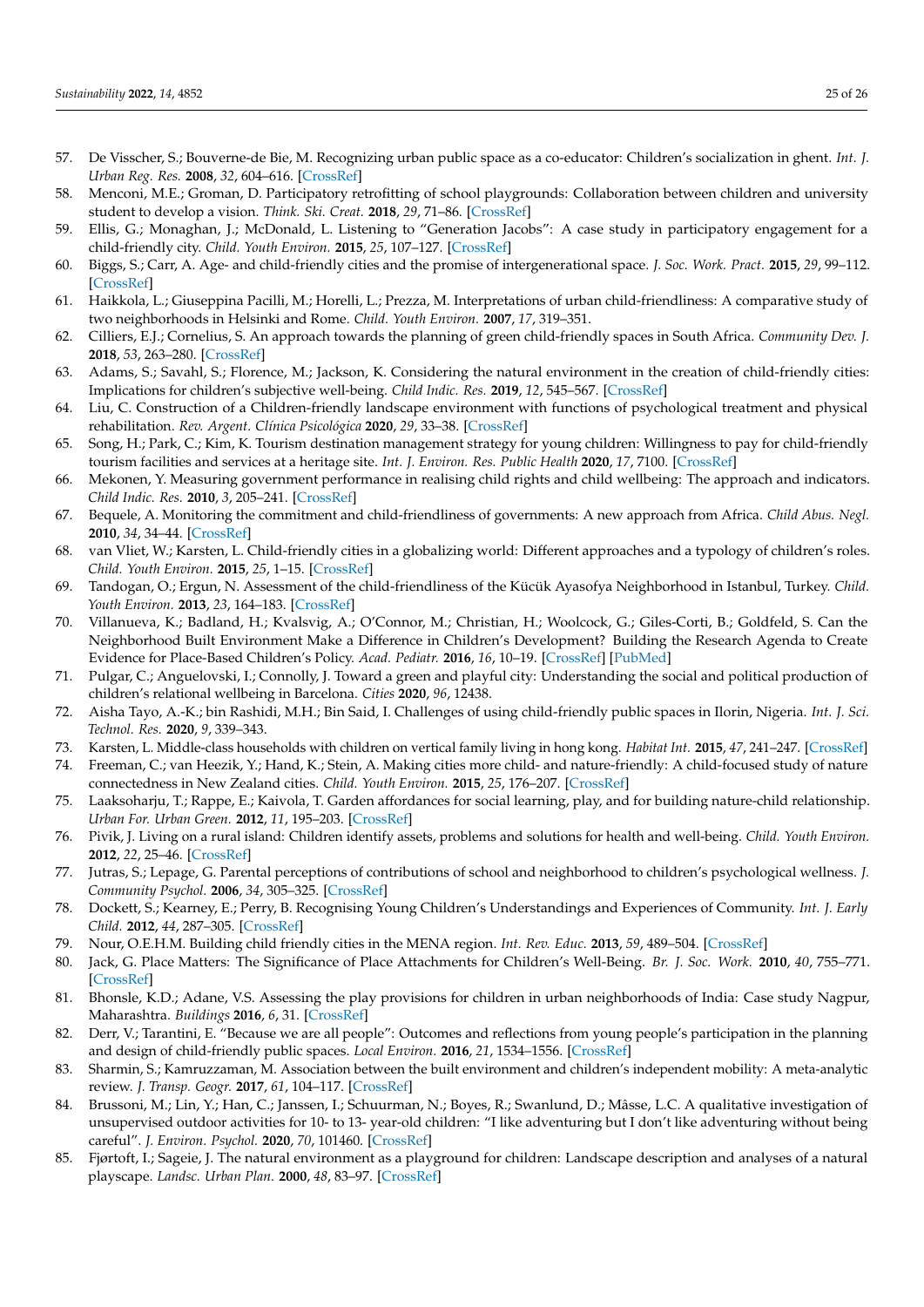57. De Visscher, S.; Bouverne-de Bie, M. Recognizing urban public space as a co-educator: Children's socialization in ghent. *Int. J. Urban Reg. Res.* **2008**, *32*, 604–616. [CrossRef]
58. Menconi, M.E.; Groman, D. Participatory retrofitting of school playgrounds: Collaboration between children and university student to develop a vision. *Think. Ski. Creat.* **2018**, *29*, 71–86. [CrossRef]
59. Ellis, G.; Monaghan, J.; McDonald, L. Listening to "Generation Jacobs": A case study in participatory engagement for a child-friendly city. *Child. Youth Environ.* **2015**, *25*, 107–127. [CrossRef]
60. Biggs, S.; Carr, A. Age- and child-friendly cities and the promise of intergenerational space. *J. Soc. Work. Pract.* **2015**, *29*, 99–112. [CrossRef]
61. Haikkola, L.; Giuseppina Pacilli, M.; Horelli, L.; Prezza, M. Interpretations of urban child-friendliness: A comparative study of two neighborhoods in Helsinki and Rome. *Child. Youth Environ.* **2007**, *17*, 319–351.
62. Cilliers, E.J.; Cornelius, S. An approach towards the planning of green child-friendly spaces in South Africa. *Community Dev. J.* **2018**, *53*, 263–280. [CrossRef]
63. Adams, S.; Savahl, S.; Florence, M.; Jackson, K. Considering the natural environment in the creation of child-friendly cities: Implications for children's subjective well-being. *Child Indic. Res.* **2019**, *12*, 545–567. [CrossRef]
64. Liu, C. Construction of a Children-friendly landscape environment with functions of psychological treatment and physical rehabilitation. *Rev. Argent. Clínica Psicológica* **2020**, *29*, 33–38. [CrossRef]
65. Song, H.; Park, C.; Kim, K. Tourism destination management strategy for young children: Willingness to pay for child-friendly tourism facilities and services at a heritage site. *Int. J. Environ. Res. Public Health* **2020**, *17*, 7100. [CrossRef]
66. Mekonen, Y. Measuring government performance in realising child rights and child wellbeing: The approach and indicators. *Child Indic. Res.* **2010**, *3*, 205–241. [CrossRef]
67. Bequele, A. Monitoring the commitment and child-friendliness of governments: A new approach from Africa. *Child Abus. Negl.* **2010**, *34*, 34–44. [CrossRef]
68. van Vliet, W.; Karsten, L. Child-friendly cities in a globalizing world: Different approaches and a typology of children's roles. *Child. Youth Environ.* **2015**, *25*, 1–15. [CrossRef]
69. Tandogan, O.; Ergun, N. Assessment of the child-friendliness of the Kücük Ayasofya Neighborhood in Istanbul, Turkey. *Child. Youth Environ.* **2013**, *23*, 164–183. [CrossRef]
70. Villanueva, K.; Badland, H.; Kvalsvig, A.; O'Connor, M.; Christian, H.; Woolcock, G.; Giles-Corti, B.; Goldfeld, S. Can the Neighborhood Built Environment Make a Difference in Children's Development? Building the Research Agenda to Create Evidence for Place-Based Children's Policy. *Acad. Pediatr.* **2016**, *16*, 10–19. [CrossRef] [PubMed]
71. Pulgar, C.; Anguelovski, I.; Connolly, J. Toward a green and playful city: Understanding the social and political production of children's relational wellbeing in Barcelona. *Cities* **2020**, *96*, 12438.
72. Aisha Tayo, A.-K.; bin Rashidi, M.H.; Bin Said, I. Challenges of using child-friendly public spaces in Ilorin, Nigeria. *Int. J. Sci. Technol. Res.* **2020**, *9*, 339–343.
73. Karsten, L. Middle-class households with children on vertical family living in hong kong. *Habitat Int.* **2015**, *47*, 241–247. [CrossRef]
74. Freeman, C.; van Heezik, Y.; Hand, K.; Stein, A. Making cities more child- and nature-friendly: A child-focused study of nature connectedness in New Zealand cities. *Child. Youth Environ.* **2015**, *25*, 176–207. [CrossRef]
75. Laaksoharju, T.; Rappe, E.; Kaivola, T. Garden affordances for social learning, play, and for building nature-child relationship. *Urban For. Urban Green.* **2012**, *11*, 195–203. [CrossRef]
76. Pivik, J. Living on a rural island: Children identify assets, problems and solutions for health and well-being. *Child. Youth Environ.* **2012**, *22*, 25–46. [CrossRef]
77. Jutras, S.; Lepage, G. Parental perceptions of contributions of school and neighborhood to children's psychological wellness. *J. Community Psychol.* **2006**, *34*, 305–325. [CrossRef]
78. Dockett, S.; Kearney, E.; Perry, B. Recognising Young Children's Understandings and Experiences of Community. *Int. J. Early Child.* **2012**, *44*, 287–305. [CrossRef]
79. Nour, O.E.H.M. Building child friendly cities in the MENA region. *Int. Rev. Educ.* **2013**, *59*, 489–504. [CrossRef]
80. Jack, G. Place Matters: The Significance of Place Attachments for Children's Well-Being. *Br. J. Soc. Work.* **2010**, *40*, 755–771. [CrossRef]
81. Bhonsle, K.D.; Adane, V.S. Assessing the play provisions for children in urban neighborhoods of India: Case study Nagpur, Maharashtra. *Buildings* **2016**, *6*, 31. [CrossRef]
82. Derr, V.; Tarantini, E. "Because we are all people": Outcomes and reflections from young people's participation in the planning and design of child-friendly public spaces. *Local Environ.* **2016**, *21*, 1534–1556. [CrossRef]
83. Sharmin, S.; Kamruzzaman, M. Association between the built environment and children's independent mobility: A meta-analytic review. *J. Transp. Geogr.* **2017**, *61*, 104–117. [CrossRef]
84. Brussoni, M.; Lin, Y.; Han, C.; Janssen, I.; Schuurman, N.; Boyes, R.; Swanlund, D.; Mâsse, L.C. A qualitative investigation of unsupervised outdoor activities for 10- to 13- year-old children: "I like adventuring but I don't like adventuring without being careful". *J. Environ. Psychol.* **2020**, *70*, 101460. [CrossRef]
85. Fjørtoft, I.; Sageie, J. The natural environment as a playground for children: Landscape description and analyses of a natural playscape. *Landsc. Urban Plan.* **2000**, *48*, 83–97. [CrossRef]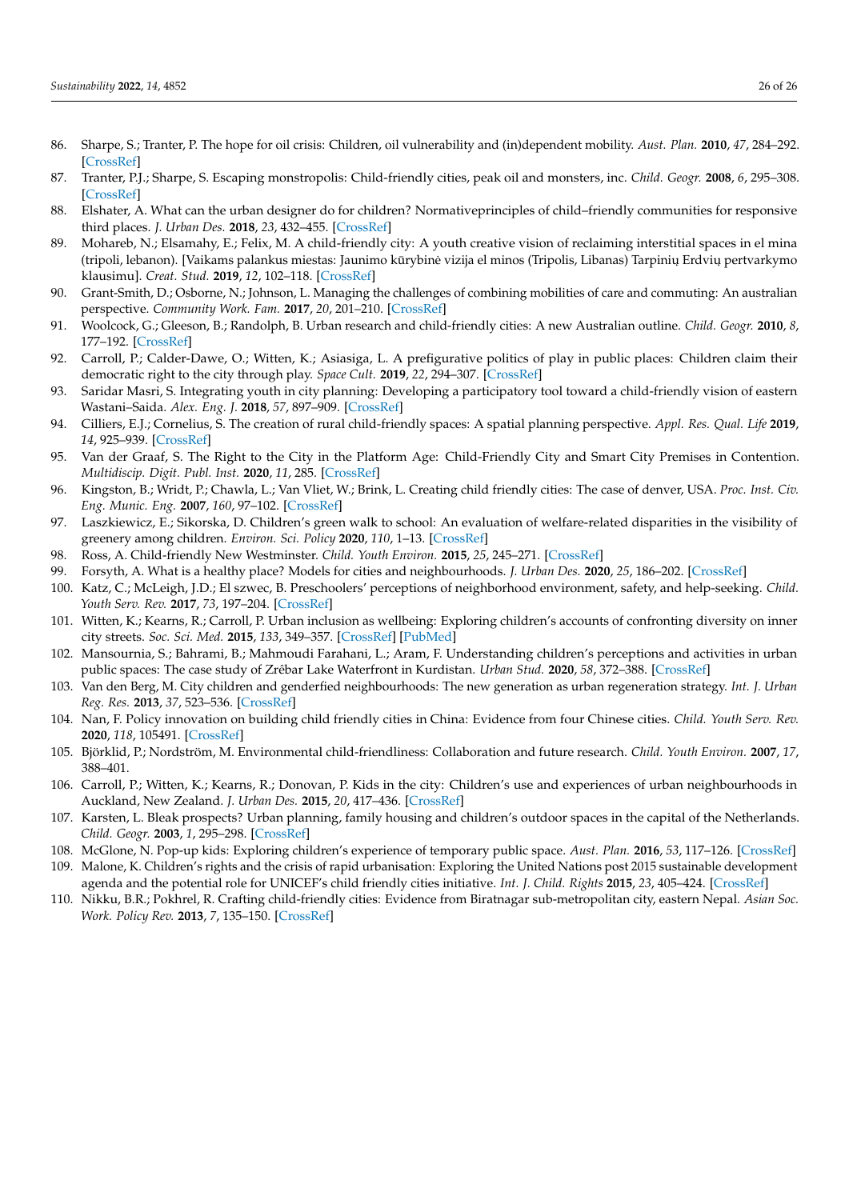86. Sharpe, S.; Tranter, P. The hope for oil crisis: Children, oil vulnerability and (in)dependent mobility. *Aust. Plan.* **2010**, *47*, 284–292. [CrossRef]
87. Tranter, P.J.; Sharpe, S. Escaping monstropolis: Child-friendly cities, peak oil and monsters, inc. *Child. Geogr.* **2008**, *6*, 295–308. [CrossRef]
88. Elshater, A. What can the urban designer do for children? Normativeprinciples of child–friendly communities for responsive third places. *J. Urban Des.* **2018**, *23*, 432–455. [CrossRef]
89. Mohareb, N.; Elsamahy, E.; Felix, M. A child-friendly city: A youth creative vision of reclaiming interstitial spaces in el mina (tripoli, lebanon). [Vaikams palankus miestas: Jaunimo kūrybinė vizija el minos (Tripolis, Libanas) Tarpinių Erdvių pertvarkymo klausimu]. *Creat. Stud.* **2019**, *12*, 102–118. [CrossRef]
90. Grant-Smith, D.; Osborne, N.; Johnson, L. Managing the challenges of combining mobilities of care and commuting: An australian perspective. *Community Work. Fam.* **2017**, *20*, 201–210. [CrossRef]
91. Woolcock, G.; Gleeson, B.; Randolph, B. Urban research and child-friendly cities: A new Australian outline. *Child. Geogr.* **2010**, *8*, 177–192. [CrossRef]
92. Carroll, P.; Calder-Dawe, O.; Witten, K.; Asiasiga, L. A prefigurative politics of play in public places: Children claim their democratic right to the city through play. *Space Cult.* **2019**, *22*, 294–307. [CrossRef]
93. Saridar Masri, S. Integrating youth in city planning: Developing a participatory tool toward a child-friendly vision of eastern Wastani–Saida. *Alex. Eng. J.* **2018**, *57*, 897–909. [CrossRef]
94. Cilliers, E.J.; Cornelius, S. The creation of rural child-friendly spaces: A spatial planning perspective. *Appl. Res. Qual. Life* **2019**, *14*, 925–939. [CrossRef]
95. Van der Graaf, S. The Right to the City in the Platform Age: Child-Friendly City and Smart City Premises in Contention. *Multidiscip. Digit. Publ. Inst.* **2020**, *11*, 285. [CrossRef]
96. Kingston, B.; Wridt, P.; Chawla, L.; Van Vliet, W.; Brink, L. Creating child friendly cities: The case of denver, USA. *Proc. Inst. Civ. Eng. Munic. Eng.* **2007**, *160*, 97–102. [CrossRef]
97. Laszkiewicz, E.; Sikorska, D. Children's green walk to school: An evaluation of welfare-related disparities in the visibility of greenery among children. *Environ. Sci. Policy* **2020**, *110*, 1–13. [CrossRef]
98. Ross, A. Child-friendly New Westminster. *Child. Youth Environ.* **2015**, *25*, 245–271. [CrossRef]
99. Forsyth, A. What is a healthy place? Models for cities and neighbourhoods. *J. Urban Des.* **2020**, *25*, 186–202. [CrossRef]
100. Katz, C.; McLeigh, J.D.; El szwec, B. Preschoolers' perceptions of neighborhood environment, safety, and help-seeking. *Child. Youth Serv. Rev.* **2017**, *73*, 197–204. [CrossRef]
101. Witten, K.; Kearns, R.; Carroll, P. Urban inclusion as wellbeing: Exploring children's accounts of confronting diversity on inner city streets. *Soc. Sci. Med.* **2015**, *133*, 349–357. [CrossRef] [PubMed]
102. Mansournia, S.; Bahrami, B.; Mahmoudi Farahani, L.; Aram, F. Understanding children's perceptions and activities in urban public spaces: The case study of Zrêbar Lake Waterfront in Kurdistan. *Urban Stud.* **2020**, *58*, 372–388. [CrossRef]
103. Van den Berg, M. City children and genderfied neighbourhoods: The new generation as urban regeneration strategy. *Int. J. Urban Reg. Res.* **2013**, *37*, 523–536. [CrossRef]
104. Nan, F. Policy innovation on building child friendly cities in China: Evidence from four Chinese cities. *Child. Youth Serv. Rev.* **2020**, *118*, 105491. [CrossRef]
105. Björklid, P.; Nordström, M. Environmental child-friendliness: Collaboration and future research. *Child. Youth Environ.* **2007**, *17*, 388–401.
106. Carroll, P.; Witten, K.; Kearns, R.; Donovan, P. Kids in the city: Children's use and experiences of urban neighbourhoods in Auckland, New Zealand. *J. Urban Des.* **2015**, *20*, 417–436. [CrossRef]
107. Karsten, L. Bleak prospects? Urban planning, family housing and children's outdoor spaces in the capital of the Netherlands. *Child. Geogr.* **2003**, *1*, 295–298. [CrossRef]
108. McGlone, N. Pop-up kids: Exploring children's experience of temporary public space. *Aust. Plan.* **2016**, *53*, 117–126. [CrossRef]
109. Malone, K. Children's rights and the crisis of rapid urbanisation: Exploring the United Nations post 2015 sustainable development agenda and the potential role for UNICEF's child friendly cities initiative. *Int. J. Child. Rights* **2015**, *23*, 405–424. [CrossRef]
110. Nikku, B.R.; Pokhrel, R. Crafting child-friendly cities: Evidence from Biratnagar sub-metropolitan city, eastern Nepal. *Asian Soc. Work. Policy Rev.* **2013**, *7*, 135–150. [CrossRef]